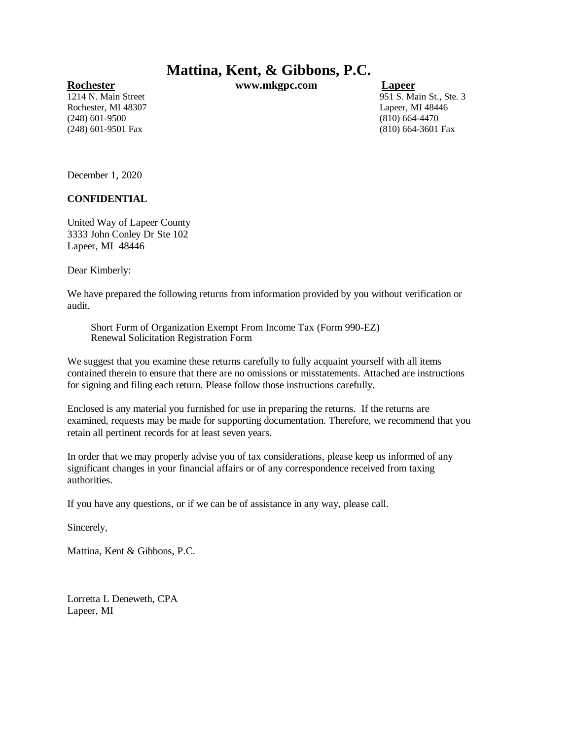# Mattina, Kent, & Gibbons, P.C.

**Rochester**
1214 N. Main Street
Rochester, MI 48307
(248) 601-9500
(248) 601-9501 Fax

**www.mkgpc.com**

**Lapeer**
951 S. Main St., Ste. 3
Lapeer, MI 48446
(810) 664-4470
(810) 664-3601 Fax

December 1, 2020

**CONFIDENTIAL**

United Way of Lapeer County
3333 John Conley Dr Ste 102
Lapeer, MI 48446

Dear Kimberly:

We have prepared the following returns from information provided by you without verification or audit.

Short Form of Organization Exempt From Income Tax (Form 990-EZ)
Renewal Solicitation Registration Form

We suggest that you examine these returns carefully to fully acquaint yourself with all items contained therein to ensure that there are no omissions or misstatements. Attached are instructions for signing and filing each return. Please follow those instructions carefully.

Enclosed is any material you furnished for use in preparing the returns. If the returns are examined, requests may be made for supporting documentation. Therefore, we recommend that you retain all pertinent records for at least seven years.

In order that we may properly advise you of tax considerations, please keep us informed of any significant changes in your financial affairs or of any correspondence received from taxing authorities.

If you have any questions, or if we can be of assistance in any way, please call.

Sincerely,

Mattina, Kent & Gibbons, P.C.

Lorretta L Deneweth, CPA
Lapeer, MI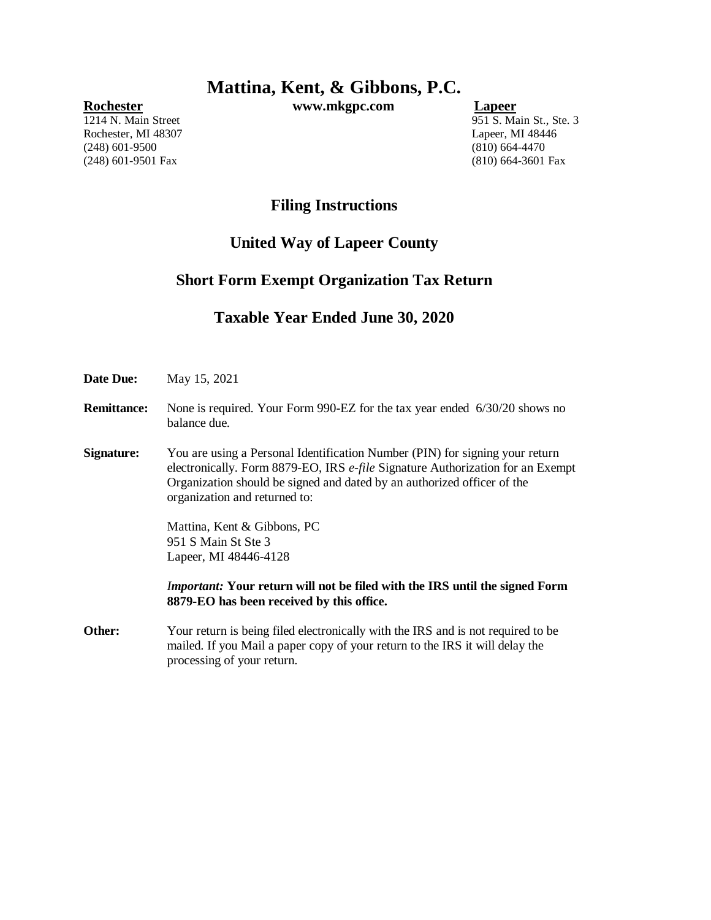# Mattina, Kent, & Gibbons, P.C.

**Rochester**
1214 N. Main Street
Rochester, MI 48307
(248) 601-9500
(248) 601-9501 Fax

**www.mkgpc.com**

**Lapeer**
951 S. Main St., Ste. 3
Lapeer, MI 48446
(810) 664-4470
(810) 664-3601 Fax

## Filing Instructions

## United Way of Lapeer County

## Short Form Exempt Organization Tax Return

## Taxable Year Ended June 30, 2020

**Date Due:** May 15, 2021

**Remittance:** None is required. Your Form 990-EZ for the tax year ended 6/30/20 shows no balance due.

**Signature:** You are using a Personal Identification Number (PIN) for signing your return electronically. Form 8879-EO, IRS *e-file* Signature Authorization for an Exempt Organization should be signed and dated by an authorized officer of the organization and returned to:

Mattina, Kent & Gibbons, PC
951 S Main St Ste 3
Lapeer, MI 48446-4128

*Important:* **Your return will not be filed with the IRS until the signed Form 8879-EO has been received by this office.**

**Other:** Your return is being filed electronically with the IRS and is not required to be mailed. If you Mail a paper copy of your return to the IRS it will delay the processing of your return.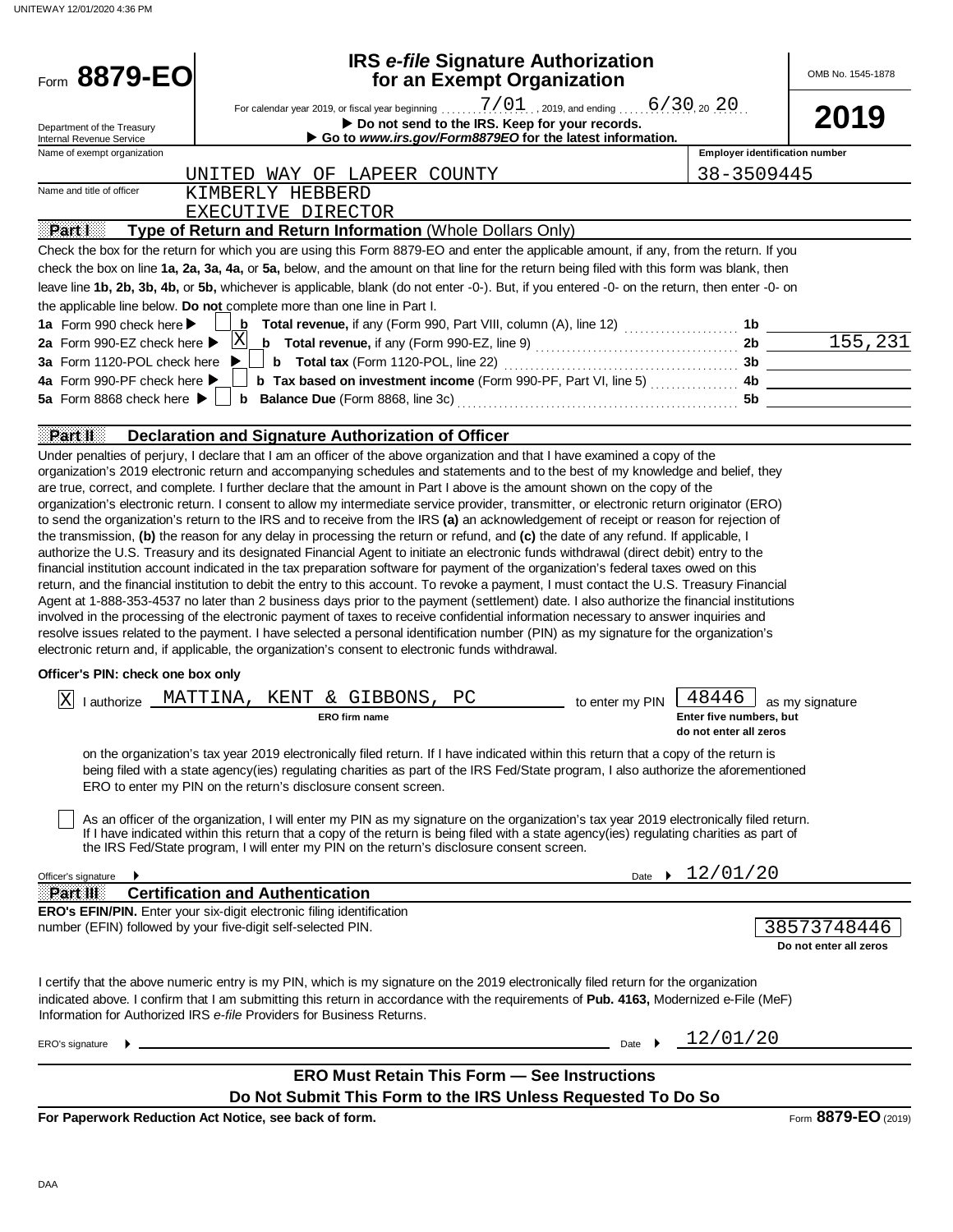UNITEWAY 12/01/2020 4:36 PM

# Form 8879-EO

## IRS *e-file* Signature Authorization for an Exempt Organization

OMB No. 1545-1878

**2019**

For calendar year 2019, or fiscal year beginning 7/01, 2019, and ending 6/30, 20 20

Department of the Treasury
Internal Revenue Service

▶ **Do not send to the IRS. Keep for your records.**
▶ **Go to *www.irs.gov/Form8879EO* for the latest information.**

| Name of exempt organization | Employer identification number |
|---|---|
| UNITED WAY OF LAPEER COUNTY | 38-3509445 |

Name and title of officer: KIMBERLY HEBBERD
EXECUTIVE DIRECTOR

### Part I — Type of Return and Return Information (Whole Dollars Only)

Check the box for the return for which you are using this Form 8879-EO and enter the applicable amount, if any, from the return. If you check the box on line **1a, 2a, 3a, 4a,** or **5a,** below, and the amount on that line for the return being filed with this form was blank, then leave line **1b, 2b, 3b, 4b,** or **5b,** whichever is applicable, blank (do not enter -0-). But, if you entered -0- on the return, then enter -0- on the applicable line below. **Do not** complete more than one line in Part I.

| | | | |
|---|---|---|---|
| **1a** Form 990 check here ▶ ☐ | **b Total revenue,** if any (Form 990, Part VIII, column (A), line 12) | **1b** | |
| **2a** Form 990-EZ check here ▶ ☒ | **b Total revenue,** if any (Form 990-EZ, line 9) | **2b** | 155,231 |
| **3a** Form 1120-POL check here ▶ ☐ | **b Total tax** (Form 1120-POL, line 22) | **3b** | |
| **4a** Form 990-PF check here ▶ ☐ | **b Tax based on investment income** (Form 990-PF, Part VI, line 5) | **4b** | |
| **5a** Form 8868 check here ▶ ☐ | **b Balance Due** (Form 8868, line 3c) | **5b** | |

### Part II — Declaration and Signature Authorization of Officer

Under penalties of perjury, I declare that I am an officer of the above organization and that I have examined a copy of the organization's 2019 electronic return and accompanying schedules and statements and to the best of my knowledge and belief, they are true, correct, and complete. I further declare that the amount in Part I above is the amount shown on the copy of the organization's electronic return. I consent to allow my intermediate service provider, transmitter, or electronic return originator (ERO) to send the organization's return to the IRS and to receive from the IRS **(a)** an acknowledgement of receipt or reason for rejection of the transmission, **(b)** the reason for any delay in processing the return or refund, and **(c)** the date of any refund. If applicable, I authorize the U.S. Treasury and its designated Financial Agent to initiate an electronic funds withdrawal (direct debit) entry to the financial institution account indicated in the tax preparation software for payment of the organization's federal taxes owed on this return, and the financial institution to debit the entry to this account. To revoke a payment, I must contact the U.S. Treasury Financial Agent at 1-888-353-4537 no later than 2 business days prior to the payment (settlement) date. I also authorize the financial institutions involved in the processing of the electronic payment of taxes to receive confidential information necessary to answer inquiries and resolve issues related to the payment. I have selected a personal identification number (PIN) as my signature for the organization's electronic return and, if applicable, the organization's consent to electronic funds withdrawal.

**Officer's PIN: check one box only**

☒ I authorize MATTINA, KENT & GIBBONS, PC (**ERO firm name**) to enter my PIN 48446 (**Enter five numbers, but do not enter all zeros**) as my signature on the organization's tax year 2019 electronically filed return. If I have indicated within this return that a copy of the return is being filed with a state agency(ies) regulating charities as part of the IRS Fed/State program, I also authorize the aforementioned ERO to enter my PIN on the return's disclosure consent screen.

☐ As an officer of the organization, I will enter my PIN as my signature on the organization's tax year 2019 electronically filed return. If I have indicated within this return that a copy of the return is being filed with a state agency(ies) regulating charities as part of the IRS Fed/State program, I will enter my PIN on the return's disclosure consent screen.

Officer's signature ▶ ______ Date ▶ 12/01/20

### Part III — Certification and Authentication

**ERO's EFIN/PIN.** Enter your six-digit electronic filing identification number (EFIN) followed by your five-digit self-selected PIN. 38573748446 (**Do not enter all zeros**)

I certify that the above numeric entry is my PIN, which is my signature on the 2019 electronically filed return for the organization indicated above. I confirm that I am submitting this return in accordance with the requirements of **Pub. 4163,** Modernized e-File (MeF) Information for Authorized IRS *e-file* Providers for Business Returns.

ERO's signature ▶ ______ Date ▶ 12/01/20

**ERO Must Retain This Form — See Instructions**
**Do Not Submit This Form to the IRS Unless Requested To Do So**

**For Paperwork Reduction Act Notice, see back of form.** Form **8879-EO** (2019)

DAA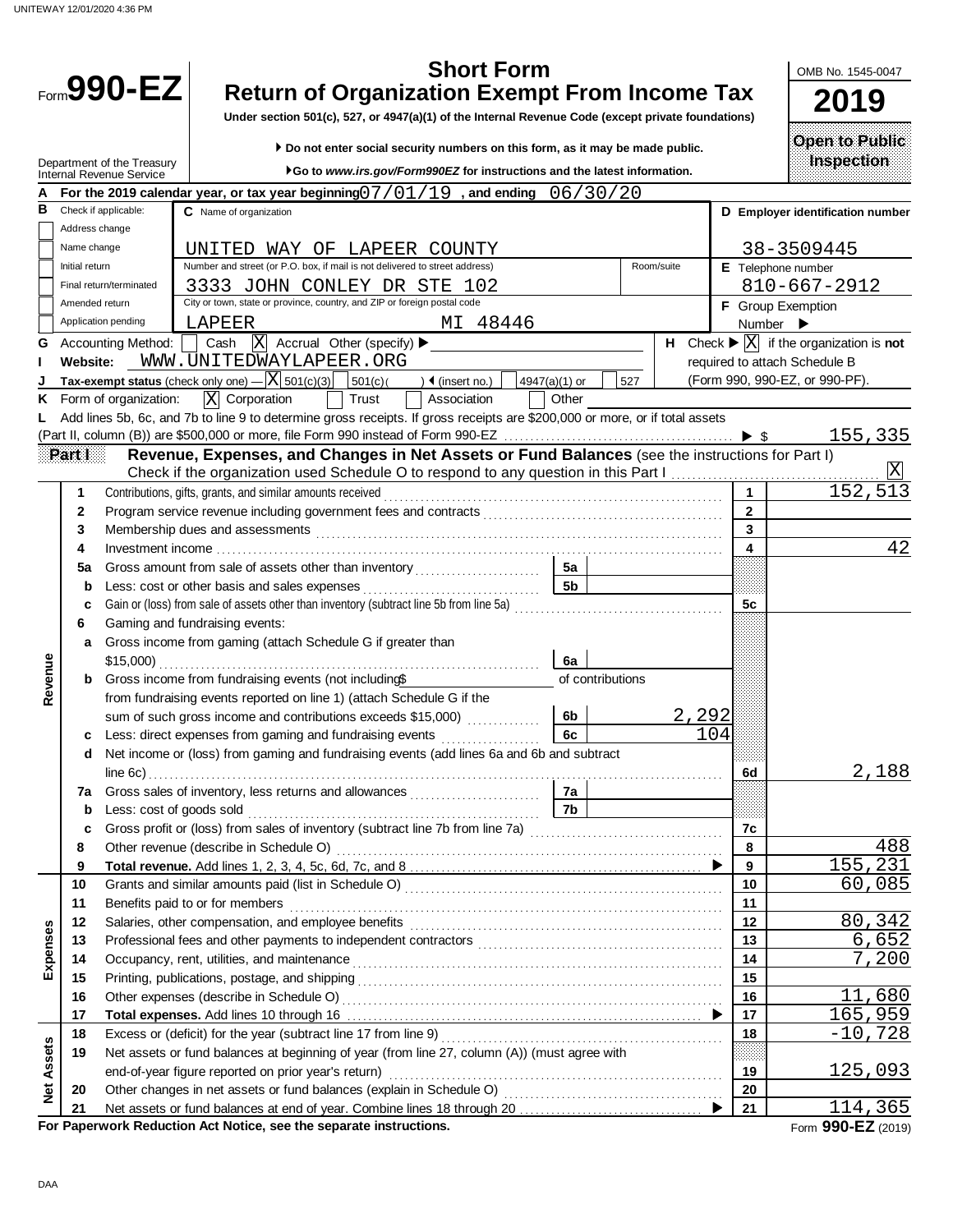UNITEWAY 12/01/2020 4:36 PM

# Form 990-EZ

## Short Form Return of Organization Exempt From Income Tax

**Under section 501(c), 527, or 4947(a)(1) of the Internal Revenue Code (except private foundations)**

▶ Do not enter social security numbers on this form, as it may be made public.

▶ Go to *www.irs.gov/Form990EZ* for instructions and the latest information.

Department of the Treasury
Internal Revenue Service

OMB No. 1545-0047

**2019**

**Open to Public Inspection**

**A** For the 2019 calendar year, or tax year beginning 07/01/19 , and ending 06/30/20

**B** Check if applicable:
- [ ] Address change
- [ ] Name change
- [ ] Initial return
- [ ] Final return/terminated
- [ ] Amended return
- [ ] Application pending

**C** Name of organization: UNITED WAY OF LAPEER COUNTY

Number and street (or P.O. box, if mail is not delivered to street address): 3333 JOHN CONLEY DR STE 102 Room/suite:

City or town, state or province, country, and ZIP or foreign postal code: LAPEER MI 48446

**D** Employer identification number: 38-3509445

**E** Telephone number: 810-667-2912

**F** Group Exemption Number ▶

**G** Accounting Method: [ ] Cash [X] Accrual Other (specify) ▶

**H** Check ▶ [X] if the organization is **not** required to attach Schedule B (Form 990, 990-EZ, or 990-PF).

**I** Website: WWW.UNITEDWAYLAPEER.ORG

**J** Tax-exempt status (check only one) — [X] 501(c)(3) [ ] 501(c) ( ) ◀ (insert no.) [ ] 4947(a)(1) or [ ] 527

**K** Form of organization: [X] Corporation [ ] Trust [ ] Association [ ] Other

**L** Add lines 5b, 6c, and 7b to line 9 to determine gross receipts. If gross receipts are $200,000 or more, or if total assets (Part II, column (B)) are $500,000 or more, file Form 990 instead of Form 990-EZ ▶ $ 155,335

## Part I — Revenue, Expenses, and Changes in Net Assets or Fund Balances (see the instructions for Part I)

Check if the organization used Schedule O to respond to any question in this Part I [X]

| Section | Line | Description | Sub-line | Sub-amount | Line | Amount |
|---|---|---|---|---|---|---|
| Revenue | 1 | Contributions, gifts, grants, and similar amounts received | | | 1 | 152,513 |
| | 2 | Program service revenue including government fees and contracts | | | 2 | |
| | 3 | Membership dues and assessments | | | 3 | |
| | 4 | Investment income | | | 4 | 42 |
| | 5a | Gross amount from sale of assets other than inventory | 5a | | | |
| | b | Less: cost or other basis and sales expenses | 5b | | | |
| | c | Gain or (loss) from sale of assets other than inventory (subtract line 5b from line 5a) | | | 5c | |
| | 6 | Gaming and fundraising events: | | | | |
| | a | Gross income from gaming (attach Schedule G if greater than $15,000) | 6a | | | |
| | b | Gross income from fundraising events (not including $ of contributions from fundraising events reported on line 1) (attach Schedule G if the sum of such gross income and contributions exceeds $15,000) | 6b | 2,292 | | |
| | c | Less: direct expenses from gaming and fundraising events | 6c | 104 | | |
| | d | Net income or (loss) from gaming and fundraising events (add lines 6a and 6b and subtract line 6c) | | | 6d | 2,188 |
| | 7a | Gross sales of inventory, less returns and allowances | 7a | | | |
| | b | Less: cost of goods sold | 7b | | | |
| | c | Gross profit or (loss) from sales of inventory (subtract line 7b from line 7a) | | | 7c | |
| | 8 | Other revenue (describe in Schedule O) | | | 8 | 488 |
| | 9 | **Total revenue.** Add lines 1, 2, 3, 4, 5c, 6d, 7c, and 8 ▶ | | | 9 | 155,231 |
| Expenses | 10 | Grants and similar amounts paid (list in Schedule O) | | | 10 | 60,085 |
| | 11 | Benefits paid to or for members | | | 11 | |
| | 12 | Salaries, other compensation, and employee benefits | | | 12 | 80,342 |
| | 13 | Professional fees and other payments to independent contractors | | | 13 | 6,652 |
| | 14 | Occupancy, rent, utilities, and maintenance | | | 14 | 7,200 |
| | 15 | Printing, publications, postage, and shipping | | | 15 | |
| | 16 | Other expenses (describe in Schedule O) | | | 16 | 11,680 |
| | 17 | **Total expenses.** Add lines 10 through 16 ▶ | | | 17 | 165,959 |
| Net Assets | 18 | Excess or (deficit) for the year (subtract line 17 from line 9) | | | 18 | -10,728 |
| | 19 | Net assets or fund balances at beginning of year (from line 27, column (A)) (must agree with end-of-year figure reported on prior year's return) | | | 19 | 125,093 |
| | 20 | Other changes in net assets or fund balances (explain in Schedule O) | | | 20 | |
| | 21 | Net assets or fund balances at end of year. Combine lines 18 through 20 ▶ | | | 21 | 114,365 |

**For Paperwork Reduction Act Notice, see the separate instructions.**

Form **990-EZ** (2019)

DAA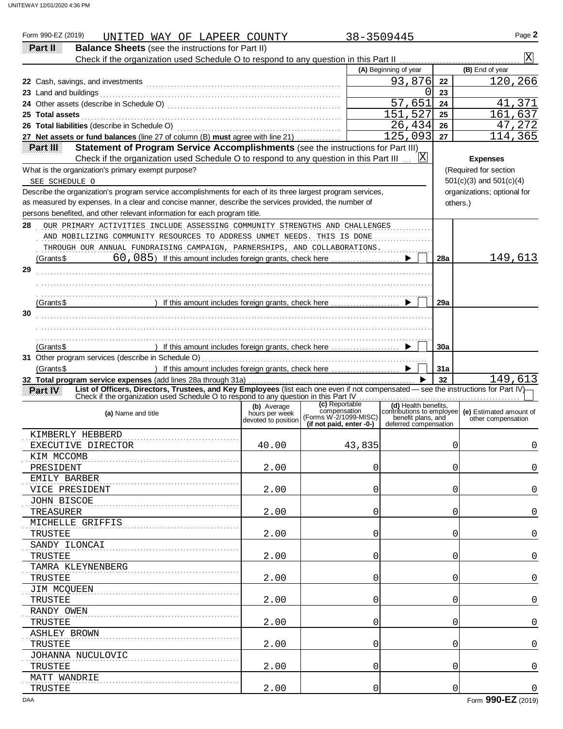Form 990-EZ (2019) UNITED WAY OF LAPEER COUNTY 38-3509445 Page **2**

**Part II** **Balance Sheets** (see the instructions for Part II)

Check if the organization used Schedule O to respond to any question in this Part II [X]

| | (A) Beginning of year | | (B) End of year |
|---|---|---|---|
| 22 Cash, savings, and investments | 93,876 | 22 | 120,266 |
| 23 Land and buildings | 0 | 23 | |
| 24 Other assets (describe in Schedule O) | 57,651 | 24 | 41,371 |
| 25 **Total assets** | 151,527 | 25 | 161,637 |
| 26 **Total liabilities** (describe in Schedule O) | 26,434 | 26 | 47,272 |
| 27 **Net assets or fund balances** (line 27 of column (B) **must** agree with line 21) | 125,093 | 27 | 114,365 |

**Part III** **Statement of Program Service Accomplishments** (see the instructions for Part III)

Check if the organization used Schedule O to respond to any question in this Part III [X]

**Expenses** (Required for section 501(c)(3) and 501(c)(4) organizations; optional for others.)

What is the organization's primary exempt purpose?

SEE SCHEDULE O

Describe the organization's program service accomplishments for each of its three largest program services, as measured by expenses. In a clear and concise manner, describe the services provided, the number of persons benefited, and other relevant information for each program title.

**28** OUR PRIMARY ACTIVITIES INCLUDE ASSESSING COMMUNITY STRENGTHS AND CHALLENGES AND MOBILIZING COMMUNITY RESOURCES TO ADDRESS UNMET NEEDS. THIS IS DONE THROUGH OUR ANNUAL FUNDRAISING CAMPAIGN, PARNERSHIPS, AND COLLABORATIONS.

(Grants$ 60,085) If this amount includes foreign grants, check here [ ] **28a** 149,613

**29**

(Grants$ ) If this amount includes foreign grants, check here [ ] **29a**

**30**

(Grants$ ) If this amount includes foreign grants, check here [ ] **30a**

**31** Other program services (describe in Schedule O)

(Grants$ ) If this amount includes foreign grants, check here [ ] **31a**

**32 Total program service expenses** (add lines 28a through 31a) **32** 149,613

**Part IV** **List of Officers, Directors, Trustees, and Key Employees** (list each one even if not compensated — see the instructions for Part IV)

Check if the organization used Schedule O to respond to any question in this Part IV [ ]

| (a) Name and title | (b) Average hours per week devoted to position | (c) Reportable compensation (Forms W-2/1099-MISC) (if not paid, enter -0-) | (d) Health benefits, contributions to employee benefit plans, and deferred compensation | (e) Estimated amount of other compensation |
|---|---|---|---|---|
| KIMBERLY HEBBERD<br>EXECUTIVE DIRECTOR | 40.00 | 43,835 | 0 | 0 |
| KIM MCCOMB<br>PRESIDENT | 2.00 | 0 | 0 | 0 |
| EMILY BARBER<br>VICE PRESIDENT | 2.00 | 0 | 0 | 0 |
| JOHN BISCOE<br>TREASURER | 2.00 | 0 | 0 | 0 |
| MICHELLE GRIFFIS<br>TRUSTEE | 2.00 | 0 | 0 | 0 |
| SANDY ILONCAI<br>TRUSTEE | 2.00 | 0 | 0 | 0 |
| TAMRA KLEYNENBERG<br>TRUSTEE | 2.00 | 0 | 0 | 0 |
| JIM MCQUEEN<br>TRUSTEE | 2.00 | 0 | 0 | 0 |
| RANDY OWEN<br>TRUSTEE | 2.00 | 0 | 0 | 0 |
| ASHLEY BROWN<br>TRUSTEE | 2.00 | 0 | 0 | 0 |
| JOHANNA NUCULOVIC<br>TRUSTEE | 2.00 | 0 | 0 | 0 |
| MATT WANDRIE<br>TRUSTEE | 2.00 | 0 | 0 | 0 |

Form **990-EZ** (2019)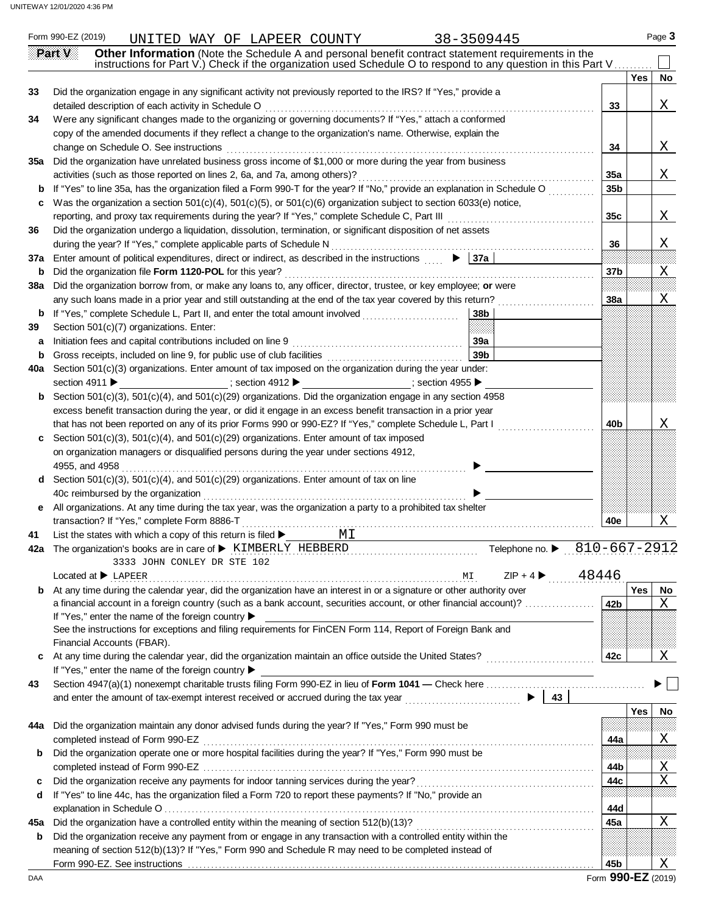Form 990-EZ (2019) UNITED WAY OF LAPEER COUNTY 38-3509445

## Part V Other Information

**Other Information** (Note the Schedule A and personal benefit contract statement requirements in the instructions for Part V.) Check if the organization used Schedule O to respond to any question in this Part V ☐

| | | | Yes | No |
|---|---|---|---|---|
| 33 | Did the organization engage in any significant activity not previously reported to the IRS? If "Yes," provide a detailed description of each activity in Schedule O | 33 | | X |
| 34 | Were any significant changes made to the organizing or governing documents? If "Yes," attach a conformed copy of the amended documents if they reflect a change to the organization's name. Otherwise, explain the change on Schedule O. See instructions | 34 | | X |
| 35a | Did the organization have unrelated business gross income of $1,000 or more during the year from business activities (such as those reported on lines 2, 6a, and 7a, among others)? | 35a | | X |
| b | If "Yes" to line 35a, has the organization filed a Form 990-T for the year? If "No," provide an explanation in Schedule O | 35b | | |
| c | Was the organization a section 501(c)(4), 501(c)(5), or 501(c)(6) organization subject to section 6033(e) notice, reporting, and proxy tax requirements during the year? If "Yes," complete Schedule C, Part III | 35c | | X |
| 36 | Did the organization undergo a liquidation, dissolution, termination, or significant disposition of net assets during the year? If "Yes," complete applicable parts of Schedule N | 36 | | X |
| 37a | Enter amount of political expenditures, direct or indirect, as described in the instructions ▶ 37a | | | |
| b | Did the organization file **Form 1120-POL** for this year? | 37b | | X |
| 38a | Did the organization borrow from, or make any loans to, any officer, director, trustee, or key employee; **or** were any such loans made in a prior year and still outstanding at the end of the tax year covered by this return? | 38a | | X |
| b | If "Yes," complete Schedule L, Part II, and enter the total amount involved 38b | | | |
| 39 | Section 501(c)(7) organizations. Enter: | | | |
| a | Initiation fees and capital contributions included on line 9 39a | | | |
| b | Gross receipts, included on line 9, for public use of club facilities 39b | | | |
| 40a | Section 501(c)(3) organizations. Enter amount of tax imposed on the organization during the year under: section 4911 ▶ ; section 4912 ▶ ; section 4955 ▶ | | | |
| b | Section 501(c)(3), 501(c)(4), and 501(c)(29) organizations. Did the organization engage in any section 4958 excess benefit transaction during the year, or did it engage in an excess benefit transaction in a prior year that has not been reported on any of its prior Forms 990 or 990-EZ? If "Yes," complete Schedule L, Part I | 40b | | X |
| c | Section 501(c)(3), 501(c)(4), and 501(c)(29) organizations. Enter amount of tax imposed on organization managers or disqualified persons during the year under sections 4912, 4955, and 4958 ▶ | | | |
| d | Section 501(c)(3), 501(c)(4), and 501(c)(29) organizations. Enter amount of tax on line 40c reimbursed by the organization ▶ | | | |
| e | All organizations. At any time during the tax year, was the organization a party to a prohibited tax shelter transaction? If "Yes," complete Form 8886-T | 40e | | X |

41 List the states with which a copy of this return is filed ▶ MI

42a The organization's books are in care of ▶ KIMBERLY HEBBERD Telephone no. ▶ 810-667-2912

3333 JOHN CONLEY DR STE 102

Located at ▶ LAPEER MI ZIP + 4 ▶ 48446

| | | | Yes | No |
|---|---|---|---|---|
| b | At any time during the calendar year, did the organization have an interest in or a signature or other authority over a financial account in a foreign country (such as a bank account, securities account, or other financial account)? If "Yes," enter the name of the foreign country ▶ See the instructions for exceptions and filing requirements for FinCEN Form 114, Report of Foreign Bank and Financial Accounts (FBAR). | 42b | | X |
| c | At any time during the calendar year, did the organization maintain an office outside the United States? If "Yes," enter the name of the foreign country ▶ | 42c | | X |

43 Section 4947(a)(1) nonexempt charitable trusts filing Form 990-EZ in lieu of **Form 1041 —** Check here ▶ ☐ and enter the amount of tax-exempt interest received or accrued during the tax year ▶ 43

| | | | Yes | No |
|---|---|---|---|---|
| 44a | Did the organization maintain any donor advised funds during the year? If "Yes," Form 990 must be completed instead of Form 990-EZ | 44a | | X |
| b | Did the organization operate one or more hospital facilities during the year? If "Yes," Form 990 must be completed instead of Form 990-EZ | 44b | | X |
| c | Did the organization receive any payments for indoor tanning services during the year? | 44c | | X |
| d | If "Yes" to line 44c, has the organization filed a Form 720 to report these payments? If "No," provide an explanation in Schedule O | 44d | | |
| 45a | Did the organization have a controlled entity within the meaning of section 512(b)(13)? | 45a | | X |
| b | Did the organization receive any payment from or engage in any transaction with a controlled entity within the meaning of section 512(b)(13)? If "Yes," Form 990 and Schedule R may need to be completed instead of Form 990-EZ. See instructions | 45b | | X |

Form **990-EZ** (2019)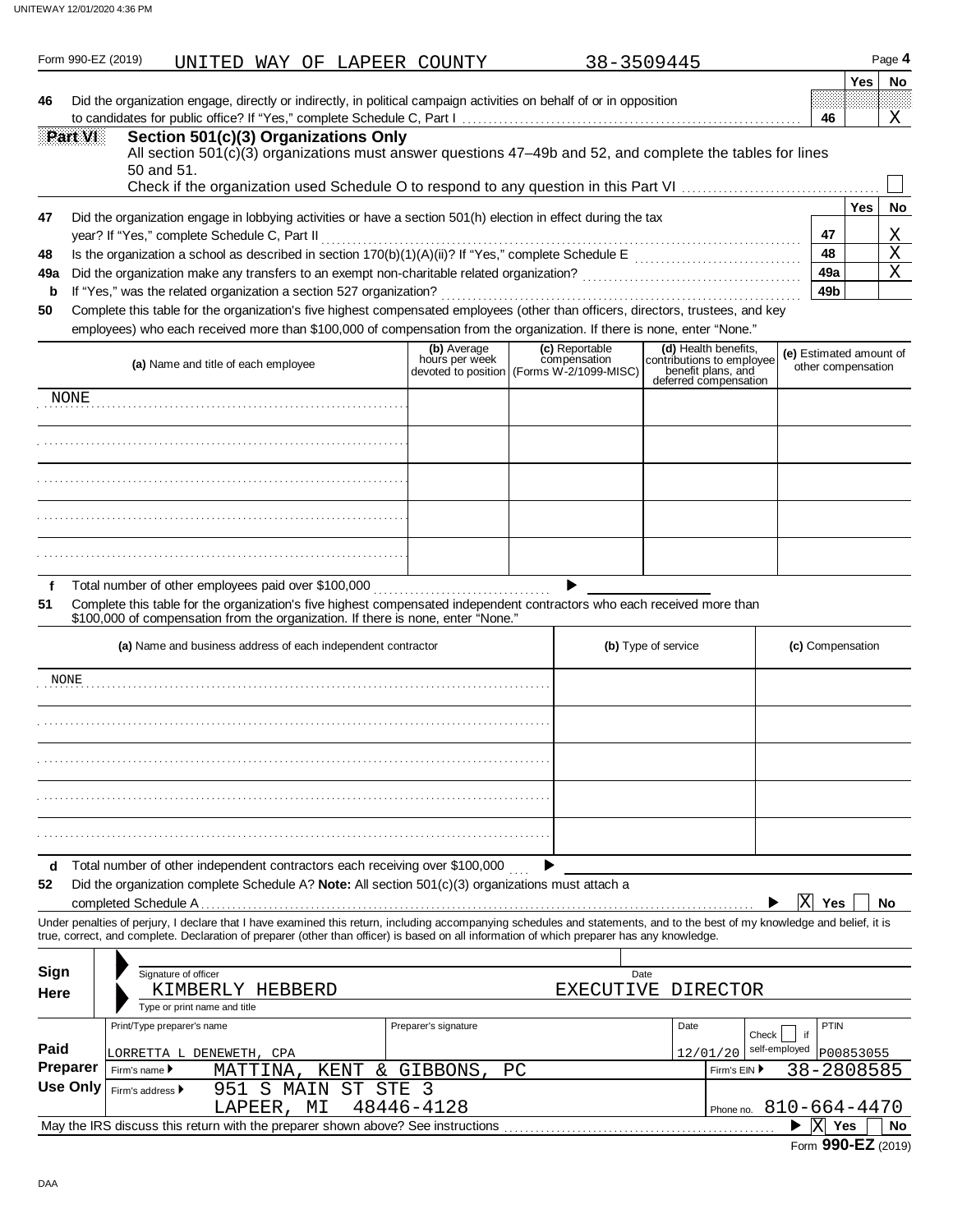Form 990-EZ (2019) UNITED WAY OF LAPEER COUNTY 38-3509445

| | | | Yes | No |
|---|---|---|---|---|
| **46** | Did the organization engage, directly or indirectly, in political campaign activities on behalf of or in opposition to candidates for public office? If "Yes," complete Schedule C, Part I | 46 | | X |

## Part VI Section 501(c)(3) Organizations Only

All section 501(c)(3) organizations must answer questions 47–49b and 52, and complete the tables for lines 50 and 51.

Check if the organization used Schedule O to respond to any question in this Part VI ☐

| | | | Yes | No |
|---|---|---|---|---|
| **47** | Did the organization engage in lobbying activities or have a section 501(h) election in effect during the tax year? If "Yes," complete Schedule C, Part II | 47 | | X |
| **48** | Is the organization a school as described in section 170(b)(1)(A)(ii)? If "Yes," complete Schedule E | 48 | | X |
| **49a** | Did the organization make any transfers to an exempt non-charitable related organization? | 49a | | X |
| **b** | If "Yes," was the related organization a section 527 organization? | 49b | | |

**50** Complete this table for the organization's five highest compensated employees (other than officers, directors, trustees, and key employees) who each received more than $100,000 of compensation from the organization. If there is none, enter "None."

| (a) Name and title of each employee | (b) Average hours per week devoted to position | (c) Reportable compensation (Forms W-2/1099-MISC) | (d) Health benefits, contributions to employee benefit plans, and deferred compensation | (e) Estimated amount of other compensation |
|---|---|---|---|---|
| NONE | | | | |
| | | | | |
| | | | | |
| | | | | |
| | | | | |

**f** Total number of other employees paid over $100,000 ▶

**51** Complete this table for the organization's five highest compensated independent contractors who each received more than $100,000 of compensation from the organization. If there is none, enter "None."

| (a) Name and business address of each independent contractor | (b) Type of service | (c) Compensation |
|---|---|---|
| NONE | | |
| | | |
| | | |
| | | |
| | | |

**d** Total number of other independent contractors each receiving over $100,000 ▶

**52** Did the organization complete Schedule A? **Note:** All section 501(c)(3) organizations must attach a completed Schedule A ▶ ☒ Yes ☐ No

Under penalties of perjury, I declare that I have examined this return, including accompanying schedules and statements, and to the best of my knowledge and belief, it is true, correct, and complete. Declaration of preparer (other than officer) is based on all information of which preparer has any knowledge.

**Sign Here**

Signature of officer | Date

KIMBERLY HEBBERD EXECUTIVE DIRECTOR

Type or print name and title

**Paid Preparer Use Only**

| Print/Type preparer's name | Preparer's signature | Date | Check ☐ if self-employed | PTIN |
|---|---|---|---|---|
| LORRETTA L DENEWETH, CPA | | 12/01/20 | | P00853055 |

Firm's name ▶ MATTINA, KENT & GIBBONS, PC — Firm's EIN ▶ 38-2808585

Firm's address ▶ 951 S MAIN ST STE 3, LAPEER, MI 48446-4128 — Phone no. 810-664-4470

May the IRS discuss this return with the preparer shown above? See instructions ▶ ☒ Yes ☐ No

Form **990-EZ** (2019)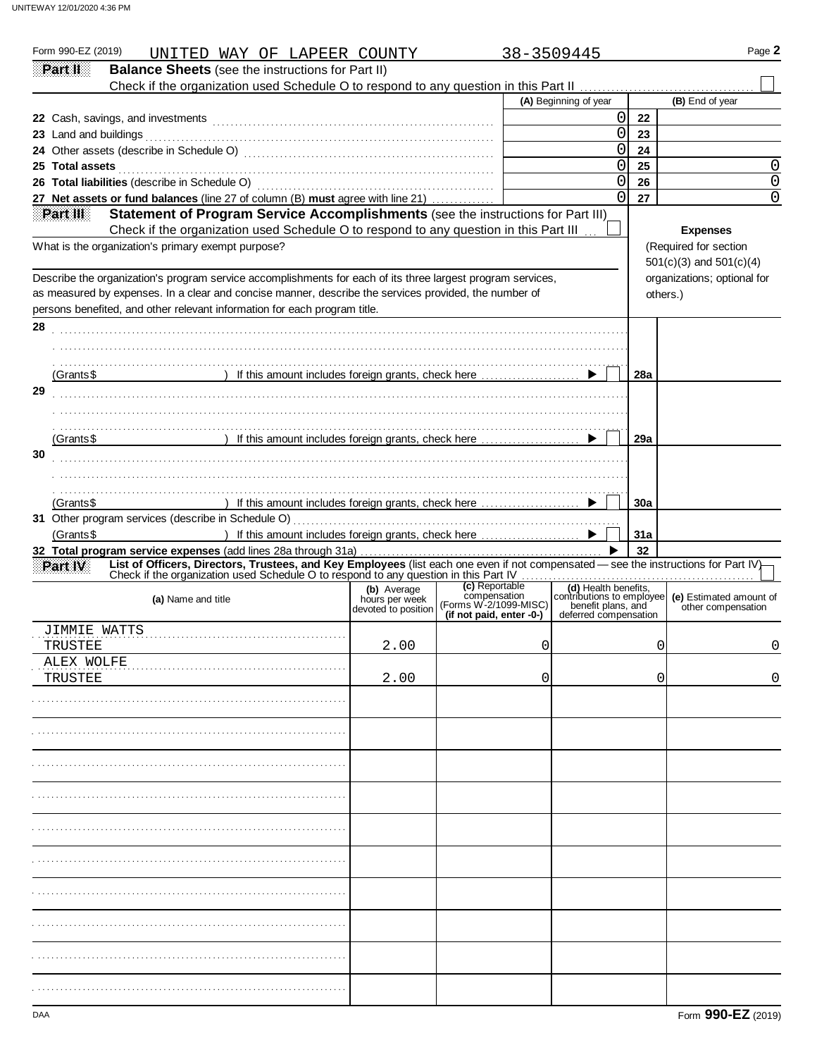UNITEWAY 12/01/2020 4:36 PM

Form 990-EZ (2019) UNITED WAY OF LAPEER COUNTY 38-3509445

**Part II** **Balance Sheets** (see the instructions for Part II)

Check if the organization used Schedule O to respond to any question in this Part II ☐

| | (A) Beginning of year | | (B) End of year |
|---|---|---|---|
| 22 Cash, savings, and investments | 0 | 22 | |
| 23 Land and buildings | 0 | 23 | |
| 24 Other assets (describe in Schedule O) | 0 | 24 | |
| 25 **Total assets** | 0 | 25 | 0 |
| 26 **Total liabilities** (describe in Schedule O) | 0 | 26 | 0 |
| 27 **Net assets or fund balances** (line 27 of column (B) **must** agree with line 21) | 0 | 27 | 0 |

**Part III** **Statement of Program Service Accomplishments** (see the instructions for Part III)

Check if the organization used Schedule O to respond to any question in this Part III ☐

**Expenses** (Required for section 501(c)(3) and 501(c)(4) organizations; optional for others.)

What is the organization's primary exempt purpose?

Describe the organization's program service accomplishments for each of its three largest program services, as measured by expenses. In a clear and concise manner, describe the services provided, the number of persons benefited, and other relevant information for each program title.

| | | |
|---|---|---|
| 28 | | |
| (Grants$ ) If this amount includes foreign grants, check here ☐ | 28a | |
| 29 | | |
| (Grants$ ) If this amount includes foreign grants, check here ☐ | 29a | |
| 30 | | |
| (Grants$ ) If this amount includes foreign grants, check here ☐ | 30a | |
| 31 Other program services (describe in Schedule O) (Grants$ ) If this amount includes foreign grants, check here ☐ | 31a | |
| 32 **Total program service expenses** (add lines 28a through 31a) | 32 | |

**Part IV** **List of Officers, Directors, Trustees, and Key Employees** (list each one even if not compensated — see the instructions for Part IV)

Check if the organization used Schedule O to respond to any question in this Part IV ☐

| (a) Name and title | (b) Average hours per week devoted to position | (c) Reportable compensation (Forms W-2/1099-MISC) (if not paid, enter -0-) | (d) Health benefits, contributions to employee benefit plans, and deferred compensation | (e) Estimated amount of other compensation |
|---|---|---|---|---|
| JIMMIE WATTS<br>TRUSTEE | 2.00 | 0 | 0 | 0 |
| ALEX WOLFE<br>TRUSTEE | 2.00 | 0 | 0 | 0 |
| | | | | |
| | | | | |
| | | | | |
| | | | | |
| | | | | |
| | | | | |
| | | | | |
| | | | | |
| | | | | |
| | | | | |

DAA Form **990-EZ** (2019)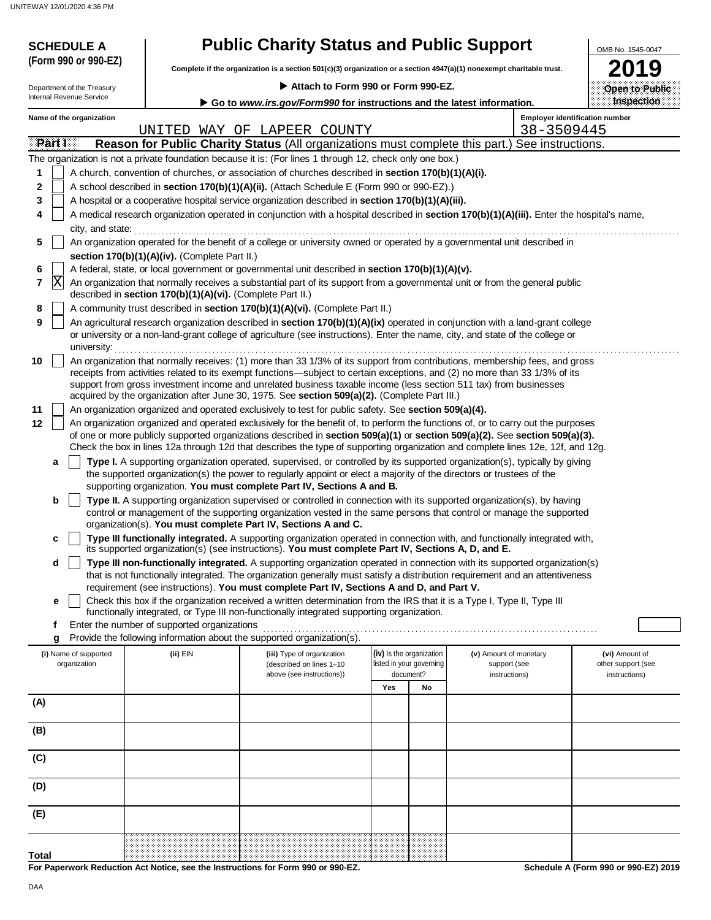**SCHEDULE A (Form 990 or 990-EZ)**

Department of the Treasury
Internal Revenue Service

# Public Charity Status and Public Support

**Complete if the organization is a section 501(c)(3) organization or a section 4947(a)(1) nonexempt charitable trust.**

▶ **Attach to Form 990 or Form 990-EZ.**

▶ **Go to www.irs.gov/Form990 for instructions and the latest information.**

OMB No. 1545-0047

**2019**

**Open to Public Inspection**

**Name of the organization:** UNITED WAY OF LAPEER COUNTY

**Employer identification number:** 38-3509445

## Part I — Reason for Public Charity Status (All organizations must complete this part.) See instructions.

The organization is not a private foundation because it is: (For lines 1 through 12, check only one box.)

1. [ ] A church, convention of churches, or association of churches described in **section 170(b)(1)(A)(i).**
2. [ ] A school described in **section 170(b)(1)(A)(ii).** (Attach Schedule E (Form 990 or 990-EZ).)
3. [ ] A hospital or a cooperative hospital service organization described in **section 170(b)(1)(A)(iii).**
4. [ ] A medical research organization operated in conjunction with a hospital described in **section 170(b)(1)(A)(iii).** Enter the hospital's name, city, and state:
5. [ ] An organization operated for the benefit of a college or university owned or operated by a governmental unit described in **section 170(b)(1)(A)(iv).** (Complete Part II.)
6. [ ] A federal, state, or local government or governmental unit described in **section 170(b)(1)(A)(v).**
7. [X] An organization that normally receives a substantial part of its support from a governmental unit or from the general public described in **section 170(b)(1)(A)(vi).** (Complete Part II.)
8. [ ] A community trust described in **section 170(b)(1)(A)(vi).** (Complete Part II.)
9. [ ] An agricultural research organization described in **section 170(b)(1)(A)(ix)** operated in conjunction with a land-grant college or university or a non-land-grant college of agriculture (see instructions). Enter the name, city, and state of the college or university:
10. [ ] An organization that normally receives: (1) more than 33 1/3% of its support from contributions, membership fees, and gross receipts from activities related to its exempt functions—subject to certain exceptions, and (2) no more than 33 1/3% of its support from gross investment income and unrelated business taxable income (less section 511 tax) from businesses acquired by the organization after June 30, 1975. See **section 509(a)(2).** (Complete Part III.)
11. [ ] An organization organized and operated exclusively to test for public safety. See **section 509(a)(4).**
12. [ ] An organization organized and operated exclusively for the benefit of, to perform the functions of, or to carry out the purposes of one or more publicly supported organizations described in **section 509(a)(1)** or **section 509(a)(2).** See **section 509(a)(3).** Check the box in lines 12a through 12d that describes the type of supporting organization and complete lines 12e, 12f, and 12g.
   - a [ ] **Type I.** A supporting organization operated, supervised, or controlled by its supported organization(s), typically by giving the supported organization(s) the power to regularly appoint or elect a majority of the directors or trustees of the supporting organization. **You must complete Part IV, Sections A and B.**
   - b [ ] **Type II.** A supporting organization supervised or controlled in connection with its supported organization(s), by having control or management of the supporting organization vested in the same persons that control or manage the supported organization(s). **You must complete Part IV, Sections A and C.**
   - c [ ] **Type III functionally integrated.** A supporting organization operated in connection with, and functionally integrated with, its supported organization(s) (see instructions). **You must complete Part IV, Sections A, D, and E.**
   - d [ ] **Type III non-functionally integrated.** A supporting organization operated in connection with its supported organization(s) that is not functionally integrated. The organization generally must satisfy a distribution requirement and an attentiveness requirement (see instructions). **You must complete Part IV, Sections A and D, and Part V.**
   - e [ ] Check this box if the organization received a written determination from the IRS that it is a Type I, Type II, Type III functionally integrated, or Type III non-functionally integrated supporting organization.
   - f Enter the number of supported organizations
   - g Provide the following information about the supported organization(s).

| (i) Name of supported organization | (ii) EIN | (iii) Type of organization (described on lines 1–10 above (see instructions)) | (iv) Is the organization listed in your governing document? Yes | No | (v) Amount of monetary support (see instructions) | (vi) Amount of other support (see instructions) |
|---|---|---|---|---|---|---|
| (A) | | | | | | |
| (B) | | | | | | |
| (C) | | | | | | |
| (D) | | | | | | |
| (E) | | | | | | |
| Total | | | | | | |

**For Paperwork Reduction Act Notice, see the Instructions for Form 990 or 990-EZ.** **Schedule A (Form 990 or 990-EZ) 2019**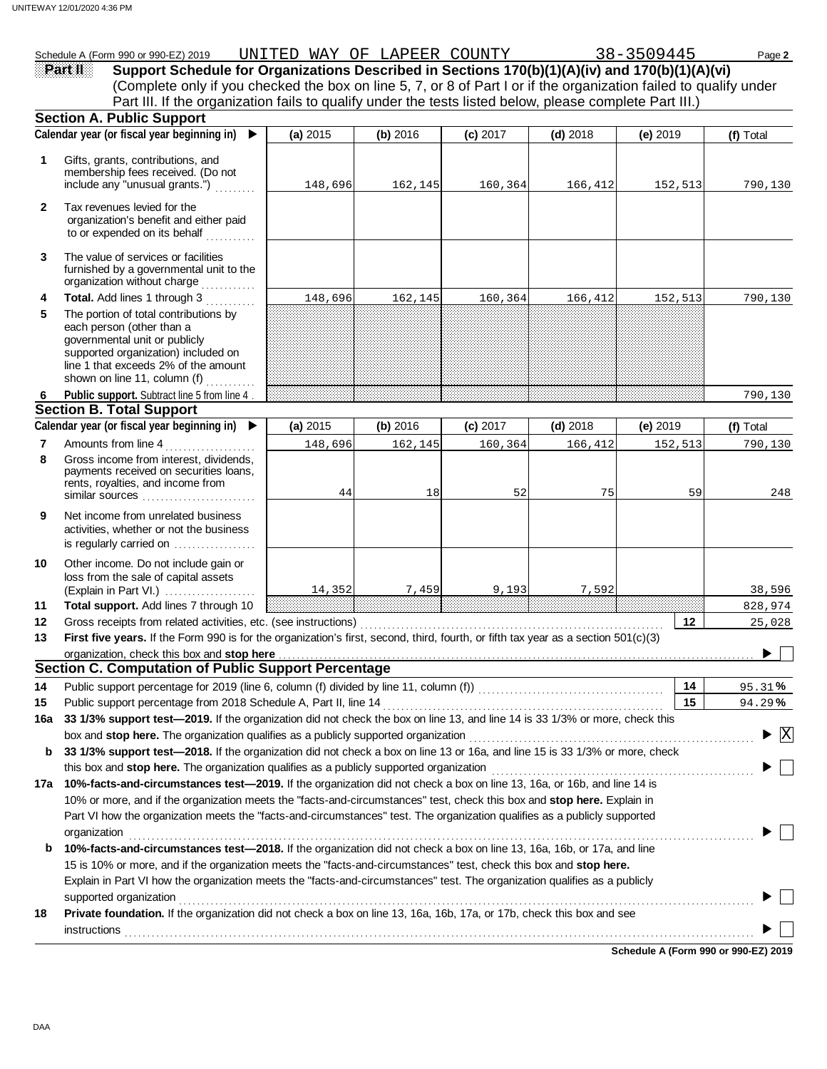Schedule A (Form 990 or 990-EZ) 2019 UNITED WAY OF LAPEER COUNTY 38-3509445 Page **2**

## Part II Support Schedule for Organizations Described in Sections 170(b)(1)(A)(iv) and 170(b)(1)(A)(vi)

(Complete only if you checked the box on line 5, 7, or 8 of Part I or if the organization failed to qualify under Part III. If the organization fails to qualify under the tests listed below, please complete Part III.)

### Section A. Public Support

| Calendar year (or fiscal year beginning in) ▶ | (a) 2015 | (b) 2016 | (c) 2017 | (d) 2018 | (e) 2019 | (f) Total |
|---|---|---|---|---|---|---|
| **1** Gifts, grants, contributions, and membership fees received. (Do not include any "unusual grants.") | 148,696 | 162,145 | 160,364 | 166,412 | 152,513 | 790,130 |
| **2** Tax revenues levied for the organization's benefit and either paid to or expended on its behalf | | | | | | |
| **3** The value of services or facilities furnished by a governmental unit to the organization without charge | | | | | | |
| **4 Total.** Add lines 1 through 3 | 148,696 | 162,145 | 160,364 | 166,412 | 152,513 | 790,130 |
| **5** The portion of total contributions by each person (other than a governmental unit or publicly supported organization) included on line 1 that exceeds 2% of the amount shown on line 11, column (f) | | | | | | |
| **6 Public support.** Subtract line 5 from line 4 | | | | | | 790,130 |

### Section B. Total Support

| Calendar year (or fiscal year beginning in) ▶ | (a) 2015 | (b) 2016 | (c) 2017 | (d) 2018 | (e) 2019 | (f) Total |
|---|---|---|---|---|---|---|
| **7** Amounts from line 4 | 148,696 | 162,145 | 160,364 | 166,412 | 152,513 | 790,130 |
| **8** Gross income from interest, dividends, payments received on securities loans, rents, royalties, and income from similar sources | 44 | 18 | 52 | 75 | 59 | 248 |
| **9** Net income from unrelated business activities, whether or not the business is regularly carried on | | | | | | |
| **10** Other income. Do not include gain or loss from the sale of capital assets (Explain in Part VI.) | 14,352 | 7,459 | 9,193 | 7,592 | | 38,596 |
| **11 Total support.** Add lines 7 through 10 | | | | | | 828,974 |

**12** Gross receipts from related activities, etc. (see instructions) ... **12** 25,028

**13 First five years.** If the Form 990 is for the organization's first, second, third, fourth, or fifth tax year as a section 501(c)(3) organization, check this box and **stop here** ▶ ☐

### Section C. Computation of Public Support Percentage

**14** Public support percentage for 2019 (line 6, column (f) divided by line 11, column (f)) ... **14** 95.31 %

**15** Public support percentage from 2018 Schedule A, Part II, line 14 ... **15** 94.29 %

**16a 33 1/3% support test—2019.** If the organization did not check the box on line 13, and line 14 is 33 1/3% or more, check this box and **stop here.** The organization qualifies as a publicly supported organization ▶ ☒

**b 33 1/3% support test—2018.** If the organization did not check a box on line 13 or 16a, and line 15 is 33 1/3% or more, check this box and **stop here.** The organization qualifies as a publicly supported organization ▶ ☐

**17a 10%-facts-and-circumstances test—2019.** If the organization did not check a box on line 13, 16a, or 16b, and line 14 is 10% or more, and if the organization meets the "facts-and-circumstances" test, check this box and **stop here.** Explain in Part VI how the organization meets the "facts-and-circumstances" test. The organization qualifies as a publicly supported organization ▶ ☐

**b 10%-facts-and-circumstances test—2018.** If the organization did not check a box on line 13, 16a, 16b, or 17a, and line 15 is 10% or more, and if the organization meets the "facts-and-circumstances" test, check this box and **stop here.** Explain in Part VI how the organization meets the "facts-and-circumstances" test. The organization qualifies as a publicly supported organization ▶ ☐

**18 Private foundation.** If the organization did not check a box on line 13, 16a, 16b, 17a, or 17b, check this box and see instructions ▶ ☐

**Schedule A (Form 990 or 990-EZ) 2019**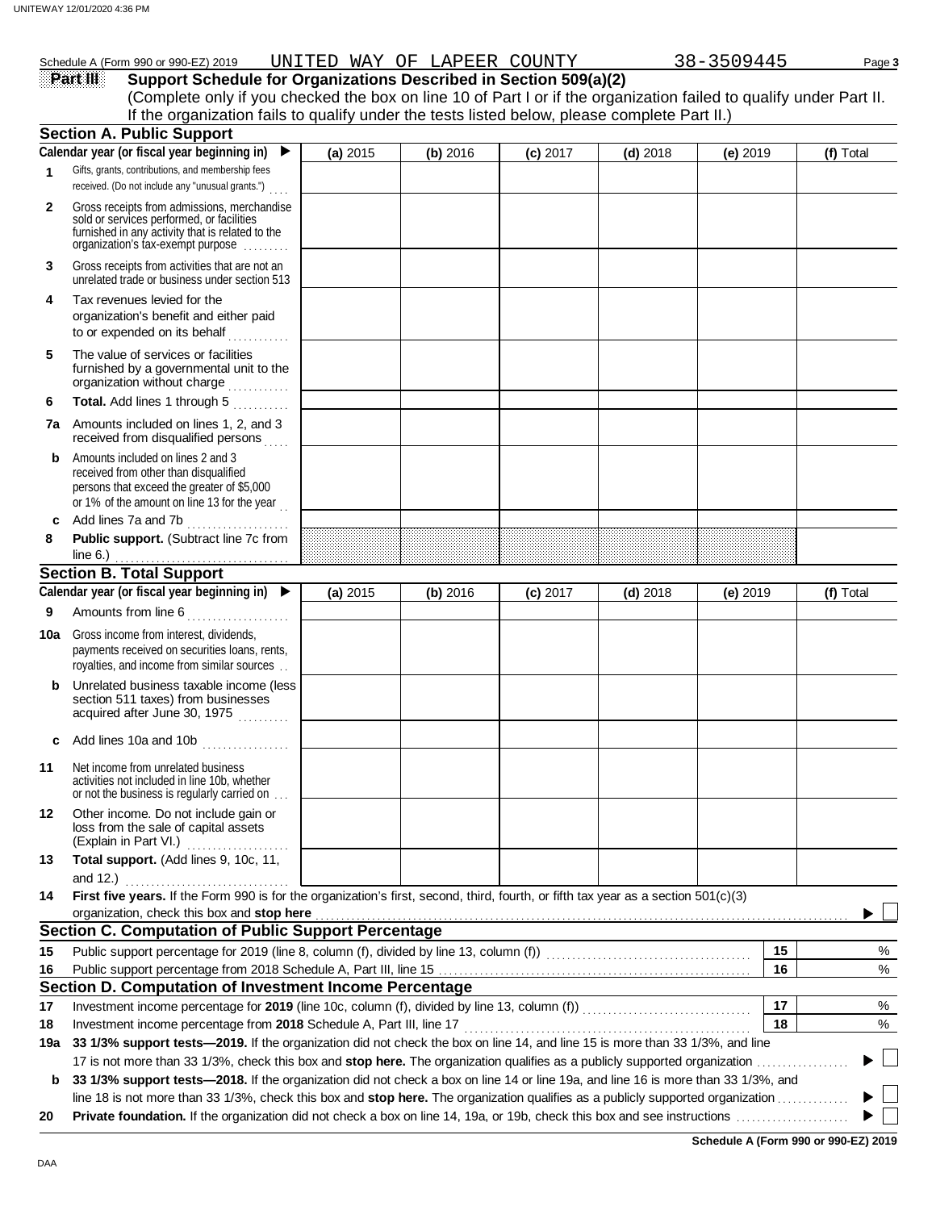Schedule A (Form 990 or 990-EZ) 2019 UNITED WAY OF LAPEER COUNTY 38-3509445

## Part III Support Schedule for Organizations Described in Section 509(a)(2)

(Complete only if you checked the box on line 10 of Part I or if the organization failed to qualify under Part II. If the organization fails to qualify under the tests listed below, please complete Part II.)

### Section A. Public Support

| Calendar year (or fiscal year beginning in) ▶ | (a) 2015 | (b) 2016 | (c) 2017 | (d) 2018 | (e) 2019 | (f) Total |
|---|---|---|---|---|---|---|
| 1 Gifts, grants, contributions, and membership fees received. (Do not include any "unusual grants.") | | | | | | |
| 2 Gross receipts from admissions, merchandise sold or services performed, or facilities furnished in any activity that is related to the organization's tax-exempt purpose | | | | | | |
| 3 Gross receipts from activities that are not an unrelated trade or business under section 513 | | | | | | |
| 4 Tax revenues levied for the organization's benefit and either paid to or expended on its behalf | | | | | | |
| 5 The value of services or facilities furnished by a governmental unit to the organization without charge | | | | | | |
| 6 **Total.** Add lines 1 through 5 | | | | | | |
| 7a Amounts included on lines 1, 2, and 3 received from disqualified persons | | | | | | |
| b Amounts included on lines 2 and 3 received from other than disqualified persons that exceed the greater of $5,000 or 1% of the amount on line 13 for the year | | | | | | |
| c Add lines 7a and 7b | | | | | | |
| 8 **Public support.** (Subtract line 7c from line 6.) | | | | | | |

### Section B. Total Support

| Calendar year (or fiscal year beginning in) ▶ | (a) 2015 | (b) 2016 | (c) 2017 | (d) 2018 | (e) 2019 | (f) Total |
|---|---|---|---|---|---|---|
| 9 Amounts from line 6 | | | | | | |
| 10a Gross income from interest, dividends, payments received on securities loans, rents, royalties, and income from similar sources | | | | | | |
| b Unrelated business taxable income (less section 511 taxes) from businesses acquired after June 30, 1975 | | | | | | |
| c Add lines 10a and 10b | | | | | | |
| 11 Net income from unrelated business activities not included in line 10b, whether or not the business is regularly carried on | | | | | | |
| 12 Other income. Do not include gain or loss from the sale of capital assets (Explain in Part VI.) | | | | | | |
| 13 **Total support.** (Add lines 9, 10c, 11, and 12.) | | | | | | |

14 **First five years.** If the Form 990 is for the organization's first, second, third, fourth, or fifth tax year as a section 501(c)(3) organization, check this box and **stop here** ▶ ☐

### Section C. Computation of Public Support Percentage

| | | | |
|---|---|---|---|
| 15 | Public support percentage for 2019 (line 8, column (f), divided by line 13, column (f)) | 15 | % |
| 16 | Public support percentage from 2018 Schedule A, Part III, line 15 | 16 | % |

### Section D. Computation of Investment Income Percentage

| | | | |
|---|---|---|---|
| 17 | Investment income percentage for **2019** (line 10c, column (f), divided by line 13, column (f)) | 17 | % |
| 18 | Investment income percentage from **2018** Schedule A, Part III, line 17 | 18 | % |

19a **33 1/3% support tests—2019.** If the organization did not check the box on line 14, and line 15 is more than 33 1/3%, and line 17 is not more than 33 1/3%, check this box and **stop here.** The organization qualifies as a publicly supported organization ▶ ☐

b **33 1/3% support tests—2018.** If the organization did not check a box on line 14 or line 19a, and line 16 is more than 33 1/3%, and line 18 is not more than 33 1/3%, check this box and **stop here.** The organization qualifies as a publicly supported organization ▶ ☐

20 **Private foundation.** If the organization did not check a box on line 14, 19a, or 19b, check this box and see instructions ▶ ☐

**Schedule A (Form 990 or 990-EZ) 2019**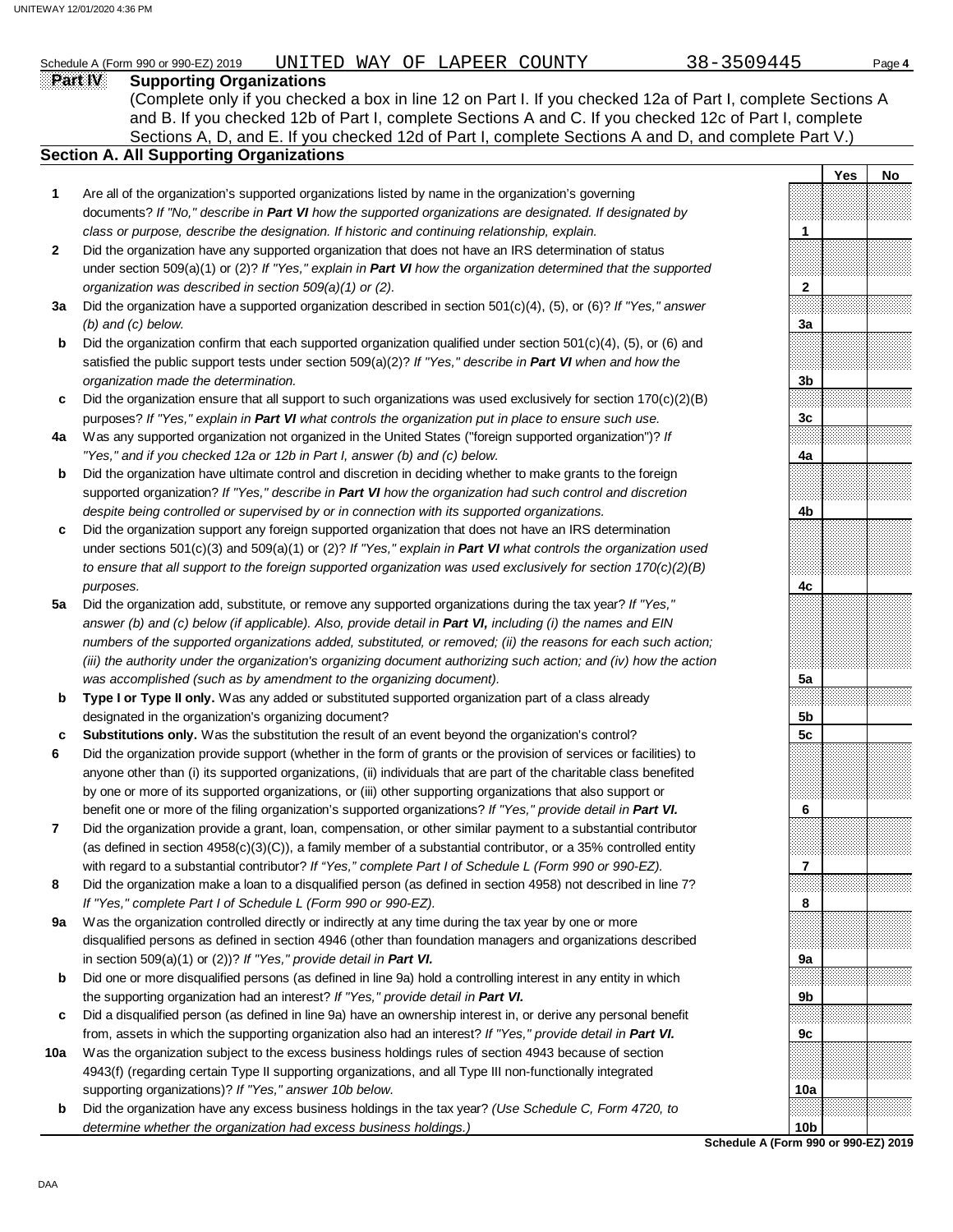Schedule A (Form 990 or 990-EZ) 2019 UNITED WAY OF LAPEER COUNTY 38-3509445

## Part IV Supporting Organizations

(Complete only if you checked a box in line 12 on Part I. If you checked 12a of Part I, complete Sections A and B. If you checked 12b of Part I, complete Sections A and C. If you checked 12c of Part I, complete Sections A, D, and E. If you checked 12d of Part I, complete Sections A and D, and complete Part V.)

### Section A. All Supporting Organizations

| | | | Yes | No |
|---|---|---|---|---|
| **1** | Are all of the organization's supported organizations listed by name in the organization's governing documents? *If "No," describe in **Part VI** how the supported organizations are designated. If designated by class or purpose, describe the designation. If historic and continuing relationship, explain.* | 1 | | |
| **2** | Did the organization have any supported organization that does not have an IRS determination of status under section 509(a)(1) or (2)? *If "Yes," explain in **Part VI** how the organization determined that the supported organization was described in section 509(a)(1) or (2).* | 2 | | |
| **3a** | Did the organization have a supported organization described in section 501(c)(4), (5), or (6)? *If "Yes," answer (b) and (c) below.* | 3a | | |
| **b** | Did the organization confirm that each supported organization qualified under section 501(c)(4), (5), or (6) and satisfied the public support tests under section 509(a)(2)? *If "Yes," describe in **Part VI** when and how the organization made the determination.* | 3b | | |
| **c** | Did the organization ensure that all support to such organizations was used exclusively for section 170(c)(2)(B) purposes? *If "Yes," explain in **Part VI** what controls the organization put in place to ensure such use.* | 3c | | |
| **4a** | Was any supported organization not organized in the United States ("foreign supported organization")? *If "Yes," and if you checked 12a or 12b in Part I, answer (b) and (c) below.* | 4a | | |
| **b** | Did the organization have ultimate control and discretion in deciding whether to make grants to the foreign supported organization? *If "Yes," describe in **Part VI** how the organization had such control and discretion despite being controlled or supervised by or in connection with its supported organizations.* | 4b | | |
| **c** | Did the organization support any foreign supported organization that does not have an IRS determination under sections 501(c)(3) and 509(a)(1) or (2)? *If "Yes," explain in **Part VI** what controls the organization used to ensure that all support to the foreign supported organization was used exclusively for section 170(c)(2)(B) purposes.* | 4c | | |
| **5a** | Did the organization add, substitute, or remove any supported organizations during the tax year? *If "Yes," answer (b) and (c) below (if applicable). Also, provide detail in **Part VI,** including (i) the names and EIN numbers of the supported organizations added, substituted, or removed; (ii) the reasons for each such action; (iii) the authority under the organization's organizing document authorizing such action; and (iv) how the action was accomplished (such as by amendment to the organizing document).* | 5a | | |
| **b** | **Type I or Type II only.** Was any added or substituted supported organization part of a class already designated in the organization's organizing document? | 5b | | |
| **c** | **Substitutions only.** Was the substitution the result of an event beyond the organization's control? | 5c | | |
| **6** | Did the organization provide support (whether in the form of grants or the provision of services or facilities) to anyone other than (i) its supported organizations, (ii) individuals that are part of the charitable class benefited by one or more of its supported organizations, or (iii) other supporting organizations that also support or benefit one or more of the filing organization's supported organizations? *If "Yes," provide detail in **Part VI.*** | 6 | | |
| **7** | Did the organization provide a grant, loan, compensation, or other similar payment to a substantial contributor (as defined in section 4958(c)(3)(C)), a family member of a substantial contributor, or a 35% controlled entity with regard to a substantial contributor? *If "Yes," complete Part I of Schedule L (Form 990 or 990-EZ).* | 7 | | |
| **8** | Did the organization make a loan to a disqualified person (as defined in section 4958) not described in line 7? *If "Yes," complete Part I of Schedule L (Form 990 or 990-EZ).* | 8 | | |
| **9a** | Was the organization controlled directly or indirectly at any time during the tax year by one or more disqualified persons as defined in section 4946 (other than foundation managers and organizations described in section 509(a)(1) or (2))? *If "Yes," provide detail in **Part VI.*** | 9a | | |
| **b** | Did one or more disqualified persons (as defined in line 9a) hold a controlling interest in any entity in which the supporting organization had an interest? *If "Yes," provide detail in **Part VI.*** | 9b | | |
| **c** | Did a disqualified person (as defined in line 9a) have an ownership interest in, or derive any personal benefit from, assets in which the supporting organization also had an interest? *If "Yes," provide detail in **Part VI.*** | 9c | | |
| **10a** | Was the organization subject to the excess business holdings rules of section 4943 because of section 4943(f) (regarding certain Type II supporting organizations, and all Type III non-functionally integrated supporting organizations)? *If "Yes," answer 10b below.* | 10a | | |
| **b** | Did the organization have any excess business holdings in the tax year? *(Use Schedule C, Form 4720, to determine whether the organization had excess business holdings.)* | 10b | | |

**Schedule A (Form 990 or 990-EZ) 2019**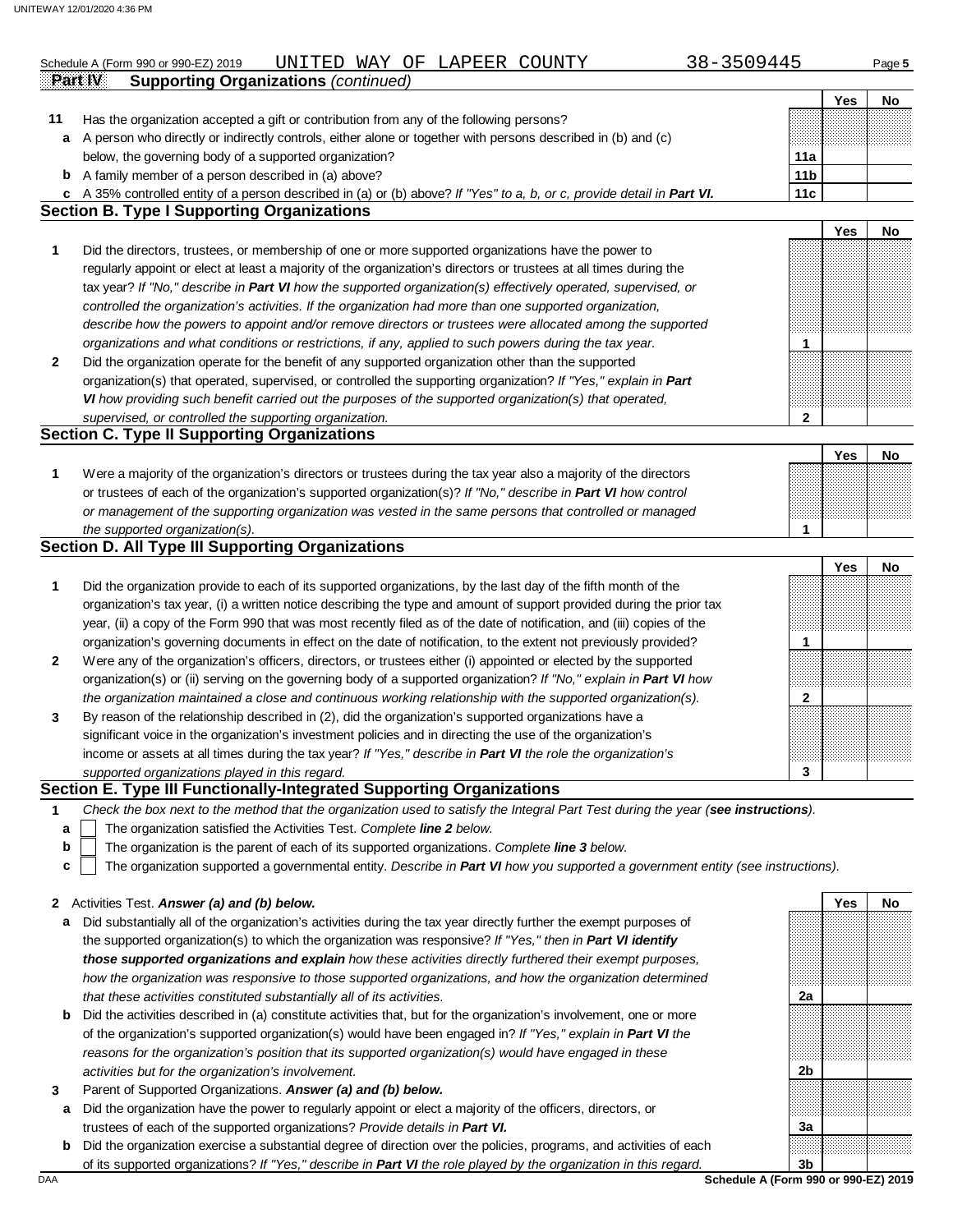Schedule A (Form 990 or 990-EZ) 2019 UNITED WAY OF LAPEER COUNTY 38-3509445

**Part IV Supporting Organizations** *(continued)*

| | | | Yes | No |
|---|---|---|---|---|
| **11** | Has the organization accepted a gift or contribution from any of the following persons? | | | |
| **a** | A person who directly or indirectly controls, either alone or together with persons described in (b) and (c) below, the governing body of a supported organization? | **11a** | | |
| **b** | A family member of a person described in (a) above? | **11b** | | |
| **c** | A 35% controlled entity of a person described in (a) or (b) above? *If "Yes" to a, b, or c, provide detail in **Part VI**.* | **11c** | | |

## Section B. Type I Supporting Organizations

| | | | Yes | No |
|---|---|---|---|---|
| **1** | Did the directors, trustees, or membership of one or more supported organizations have the power to regularly appoint or elect at least a majority of the organization's directors or trustees at all times during the tax year? *If "No," describe in **Part VI** how the supported organization(s) effectively operated, supervised, or controlled the organization's activities. If the organization had more than one supported organization, describe how the powers to appoint and/or remove directors or trustees were allocated among the supported organizations and what conditions or restrictions, if any, applied to such powers during the tax year.* | **1** | | |
| **2** | Did the organization operate for the benefit of any supported organization other than the supported organization(s) that operated, supervised, or controlled the supporting organization? *If "Yes," explain in **Part VI** how providing such benefit carried out the purposes of the supported organization(s) that operated, supervised, or controlled the supporting organization.* | **2** | | |

## Section C. Type II Supporting Organizations

| | | | Yes | No |
|---|---|---|---|---|
| **1** | Were a majority of the organization's directors or trustees during the tax year also a majority of the directors or trustees of each of the organization's supported organization(s)? *If "No," describe in **Part VI** how control or management of the supporting organization was vested in the same persons that controlled or managed the supported organization(s).* | **1** | | |

## Section D. All Type III Supporting Organizations

| | | | Yes | No |
|---|---|---|---|---|
| **1** | Did the organization provide to each of its supported organizations, by the last day of the fifth month of the organization's tax year, (i) a written notice describing the type and amount of support provided during the prior tax year, (ii) a copy of the Form 990 that was most recently filed as of the date of notification, and (iii) copies of the organization's governing documents in effect on the date of notification, to the extent not previously provided? | **1** | | |
| **2** | Were any of the organization's officers, directors, or trustees either (i) appointed or elected by the supported organization(s) or (ii) serving on the governing body of a supported organization? *If "No," explain in **Part VI** how the organization maintained a close and continuous working relationship with the supported organization(s).* | **2** | | |
| **3** | By reason of the relationship described in (2), did the organization's supported organizations have a significant voice in the organization's investment policies and in directing the use of the organization's income or assets at all times during the tax year? *If "Yes," describe in **Part VI** the role the organization's supported organizations played in this regard.* | **3** | | |

## Section E. Type III Functionally-Integrated Supporting Organizations

**1** *Check the box next to the method that the organization used to satisfy the Integral Part Test during the year (**see instructions**).*

- **a** ☐ The organization satisfied the Activities Test. *Complete **line 2** below.*
- **b** ☐ The organization is the parent of each of its supported organizations. *Complete **line 3** below.*
- **c** ☐ The organization supported a governmental entity. *Describe in **Part VI** how you supported a government entity (see instructions).*

| | | | Yes | No |
|---|---|---|---|---|
| **2** | Activities Test. ***Answer (a) and (b) below.*** | | | |
| **a** | Did substantially all of the organization's activities during the tax year directly further the exempt purposes of the supported organization(s) to which the organization was responsive? *If "Yes," then in **Part VI identify those supported organizations and explain** how these activities directly furthered their exempt purposes, how the organization was responsive to those supported organizations, and how the organization determined that these activities constituted substantially all of its activities.* | **2a** | | |
| **b** | Did the activities described in (a) constitute activities that, but for the organization's involvement, one or more of the organization's supported organization(s) would have been engaged in? *If "Yes," explain in **Part VI** the reasons for the organization's position that its supported organization(s) would have engaged in these activities but for the organization's involvement.* | **2b** | | |
| **3** | Parent of Supported Organizations. ***Answer (a) and (b) below.*** | | | |
| **a** | Did the organization have the power to regularly appoint or elect a majority of the officers, directors, or trustees of each of the supported organizations? *Provide details in **Part VI**.* | **3a** | | |
| **b** | Did the organization exercise a substantial degree of direction over the policies, programs, and activities of each of its supported organizations? *If "Yes," describe in **Part VI** the role played by the organization in this regard.* | **3b** | | |

**Schedule A (Form 990 or 990-EZ) 2019**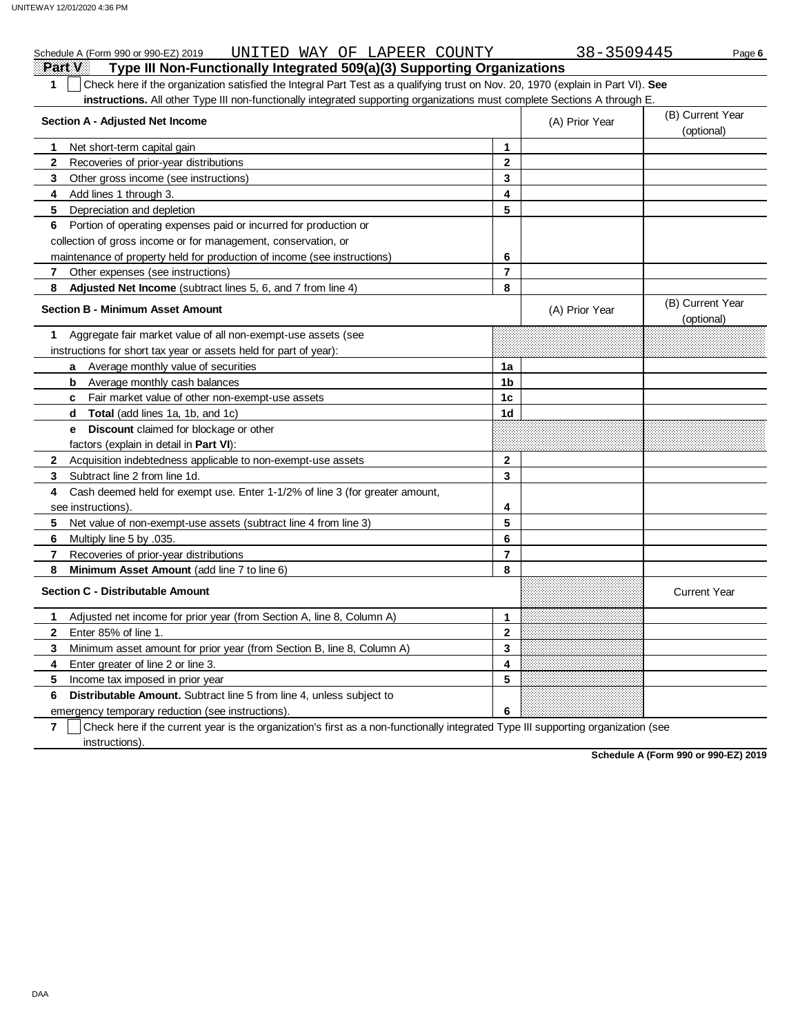Schedule A (Form 990 or 990-EZ) 2019 UNITED WAY OF LAPEER COUNTY 38-3509445 Page 6

## Part V Type III Non-Functionally Integrated 509(a)(3) Supporting Organizations

**1** ☐ Check here if the organization satisfied the Integral Part Test as a qualifying trust on Nov. 20, 1970 (explain in Part VI). **See instructions.** All other Type III non-functionally integrated supporting organizations must complete Sections A through E.

| Section A - Adjusted Net Income | | (A) Prior Year | (B) Current Year (optional) |
|---|---|---|---|
| 1 Net short-term capital gain | 1 | | |
| 2 Recoveries of prior-year distributions | 2 | | |
| 3 Other gross income (see instructions) | 3 | | |
| 4 Add lines 1 through 3. | 4 | | |
| 5 Depreciation and depletion | 5 | | |
| 6 Portion of operating expenses paid or incurred for production or collection of gross income or for management, conservation, or maintenance of property held for production of income (see instructions) | 6 | | |
| 7 Other expenses (see instructions) | 7 | | |
| 8 **Adjusted Net Income** (subtract lines 5, 6, and 7 from line 4) | 8 | | |

| Section B - Minimum Asset Amount | | (A) Prior Year | (B) Current Year (optional) |
|---|---|---|---|
| 1 Aggregate fair market value of all non-exempt-use assets (see instructions for short tax year or assets held for part of year): | | | |
| a Average monthly value of securities | 1a | | |
| b Average monthly cash balances | 1b | | |
| c Fair market value of other non-exempt-use assets | 1c | | |
| d **Total** (add lines 1a, 1b, and 1c) | 1d | | |
| e **Discount** claimed for blockage or other factors (explain in detail in **Part VI**): | | | |
| 2 Acquisition indebtedness applicable to non-exempt-use assets | 2 | | |
| 3 Subtract line 2 from line 1d. | 3 | | |
| 4 Cash deemed held for exempt use. Enter 1-1/2% of line 3 (for greater amount, see instructions). | 4 | | |
| 5 Net value of non-exempt-use assets (subtract line 4 from line 3) | 5 | | |
| 6 Multiply line 5 by .035. | 6 | | |
| 7 Recoveries of prior-year distributions | 7 | | |
| 8 **Minimum Asset Amount** (add line 7 to line 6) | 8 | | |

| Section C - Distributable Amount | | | Current Year |
|---|---|---|---|
| 1 Adjusted net income for prior year (from Section A, line 8, Column A) | 1 | | |
| 2 Enter 85% of line 1. | 2 | | |
| 3 Minimum asset amount for prior year (from Section B, line 8, Column A) | 3 | | |
| 4 Enter greater of line 2 or line 3. | 4 | | |
| 5 Income tax imposed in prior year | 5 | | |
| 6 **Distributable Amount.** Subtract line 5 from line 4, unless subject to emergency temporary reduction (see instructions). | 6 | | |

**7** ☐ Check here if the current year is the organization's first as a non-functionally integrated Type III supporting organization (see instructions).

**Schedule A (Form 990 or 990-EZ) 2019**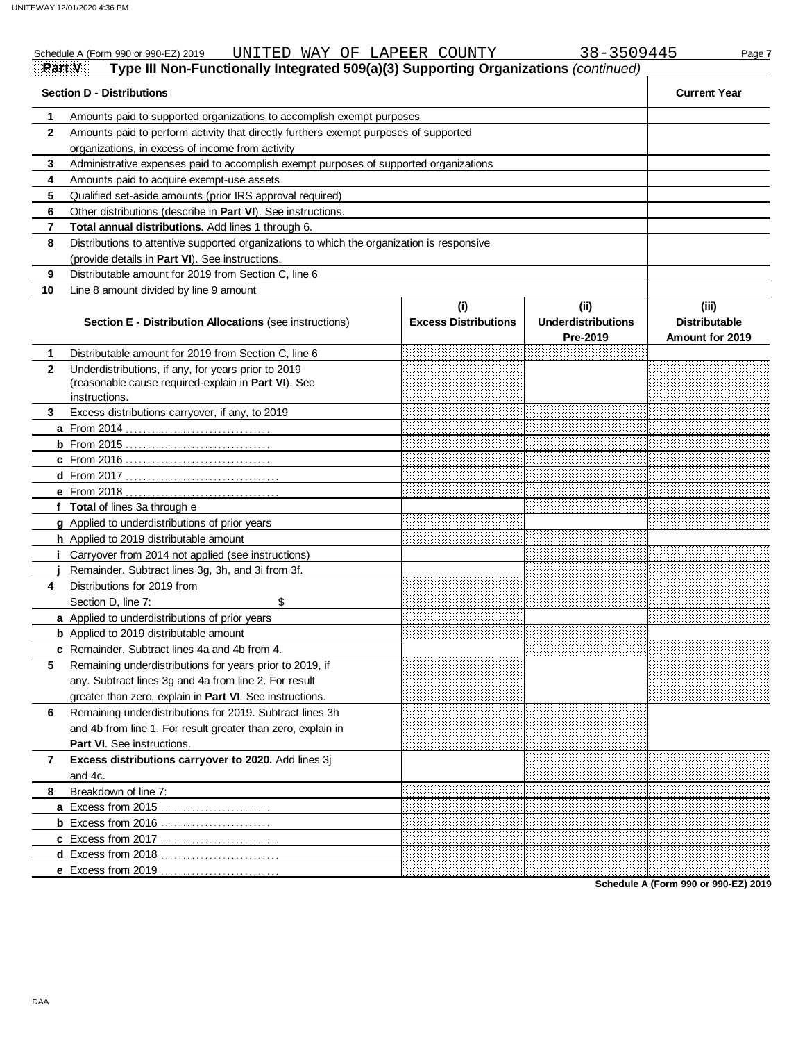Schedule A (Form 990 or 990-EZ) 2019 UNITED WAY OF LAPEER COUNTY 38-3509445 Page 7

**Part V** **Type III Non-Functionally Integrated 509(a)(3) Supporting Organizations** *(continued)*

| | Section D - Distributions | Current Year |
|---|---|---|
| 1 | Amounts paid to supported organizations to accomplish exempt purposes | |
| 2 | Amounts paid to perform activity that directly furthers exempt purposes of supported organizations, in excess of income from activity | |
| 3 | Administrative expenses paid to accomplish exempt purposes of supported organizations | |
| 4 | Amounts paid to acquire exempt-use assets | |
| 5 | Qualified set-aside amounts (prior IRS approval required) | |
| 6 | Other distributions (describe in **Part VI**). See instructions. | |
| 7 | **Total annual distributions.** Add lines 1 through 6. | |
| 8 | Distributions to attentive supported organizations to which the organization is responsive (provide details in **Part VI**). See instructions. | |
| 9 | Distributable amount for 2019 from Section C, line 6 | |
| 10 | Line 8 amount divided by line 9 amount | |

| | Section E - Distribution Allocations (see instructions) | (i) Excess Distributions | (ii) Underdistributions Pre-2019 | (iii) Distributable Amount for 2019 |
|---|---|---|---|---|
| 1 | Distributable amount for 2019 from Section C, line 6 | | | |
| 2 | Underdistributions, if any, for years prior to 2019 (reasonable cause required-explain in **Part VI**). See instructions. | | | |
| 3 | Excess distributions carryover, if any, to 2019 | | | |
| a | From 2014 | | | |
| b | From 2015 | | | |
| c | From 2016 | | | |
| d | From 2017 | | | |
| e | From 2018 | | | |
| f | **Total** of lines 3a through e | | | |
| g | Applied to underdistributions of prior years | | | |
| h | Applied to 2019 distributable amount | | | |
| i | Carryover from 2014 not applied (see instructions) | | | |
| j | Remainder. Subtract lines 3g, 3h, and 3i from 3f. | | | |
| 4 | Distributions for 2019 from Section D, line 7: $ | | | |
| a | Applied to underdistributions of prior years | | | |
| b | Applied to 2019 distributable amount | | | |
| c | Remainder. Subtract lines 4a and 4b from 4. | | | |
| 5 | Remaining underdistributions for years prior to 2019, if any. Subtract lines 3g and 4a from line 2. For result greater than zero, explain in **Part VI**. See instructions. | | | |
| 6 | Remaining underdistributions for 2019. Subtract lines 3h and 4b from line 1. For result greater than zero, explain in **Part VI**. See instructions. | | | |
| 7 | **Excess distributions carryover to 2020.** Add lines 3j and 4c. | | | |
| 8 | Breakdown of line 7: | | | |
| a | Excess from 2015 | | | |
| b | Excess from 2016 | | | |
| c | Excess from 2017 | | | |
| d | Excess from 2018 | | | |
| e | Excess from 2019 | | | |

**Schedule A (Form 990 or 990-EZ) 2019**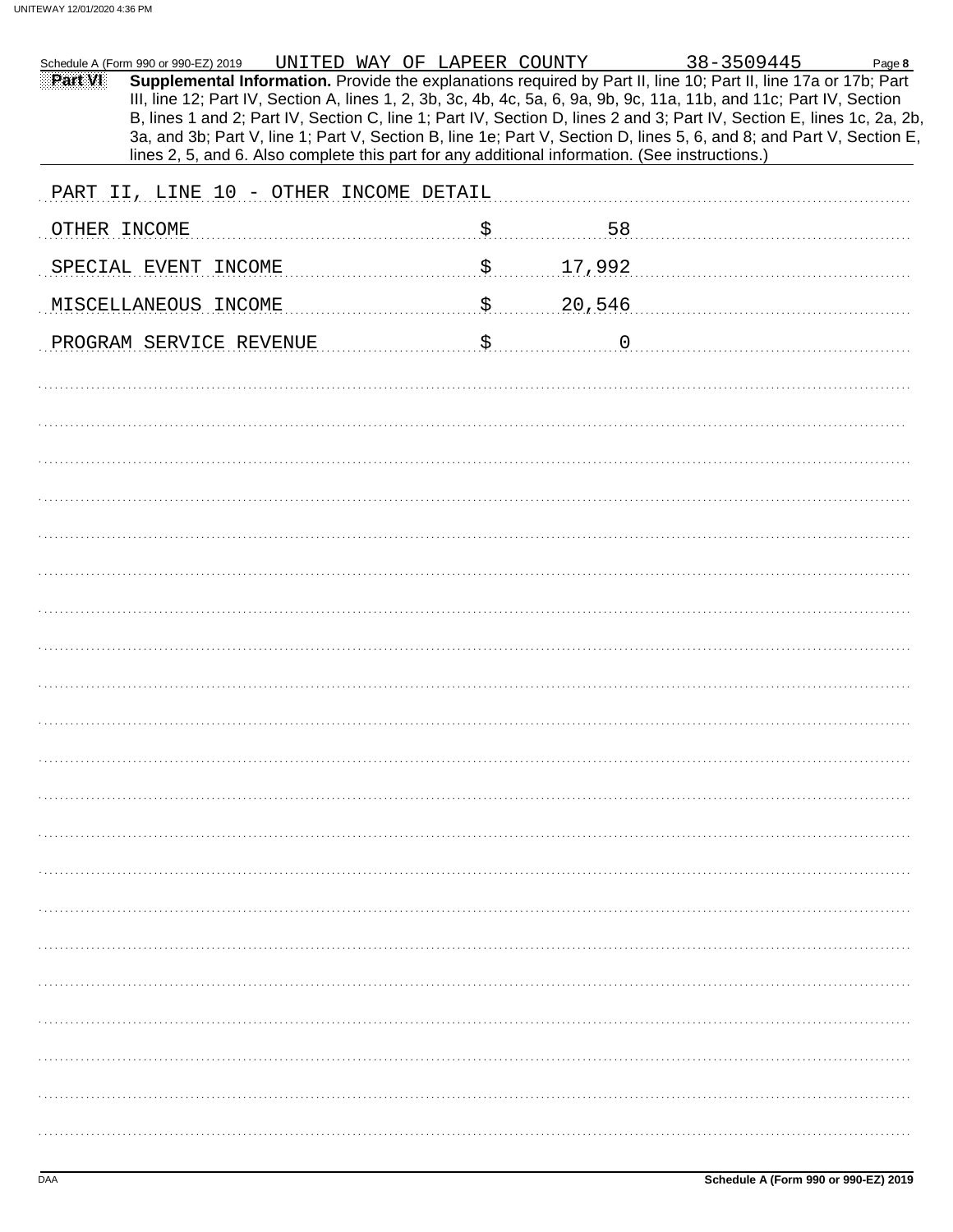Schedule A (Form 990 or 990-EZ) 2019 UNITED WAY OF LAPEER COUNTY 38-3509445

**Part VI** **Supplemental Information.** Provide the explanations required by Part II, line 10; Part II, line 17a or 17b; Part III, line 12; Part IV, Section A, lines 1, 2, 3b, 3c, 4b, 4c, 5a, 6, 9a, 9b, 9c, 11a, 11b, and 11c; Part IV, Section B, lines 1 and 2; Part IV, Section C, line 1; Part IV, Section D, lines 2 and 3; Part IV, Section E, lines 1c, 2a, 2b, 3a, and 3b; Part V, line 1; Part V, Section B, line 1e; Part V, Section D, lines 5, 6, and 8; and Part V, Section E, lines 2, 5, and 6. Also complete this part for any additional information. (See instructions.)

PART II, LINE 10 - OTHER INCOME DETAIL

| | | |
|---|---|---|
| OTHER INCOME | $ | 58 |
| SPECIAL EVENT INCOME | $ | 17,992 |
| MISCELLANEOUS INCOME | $ | 20,546 |
| PROGRAM SERVICE REVENUE | $ | 0 |

Schedule A (Form 990 or 990-EZ) 2019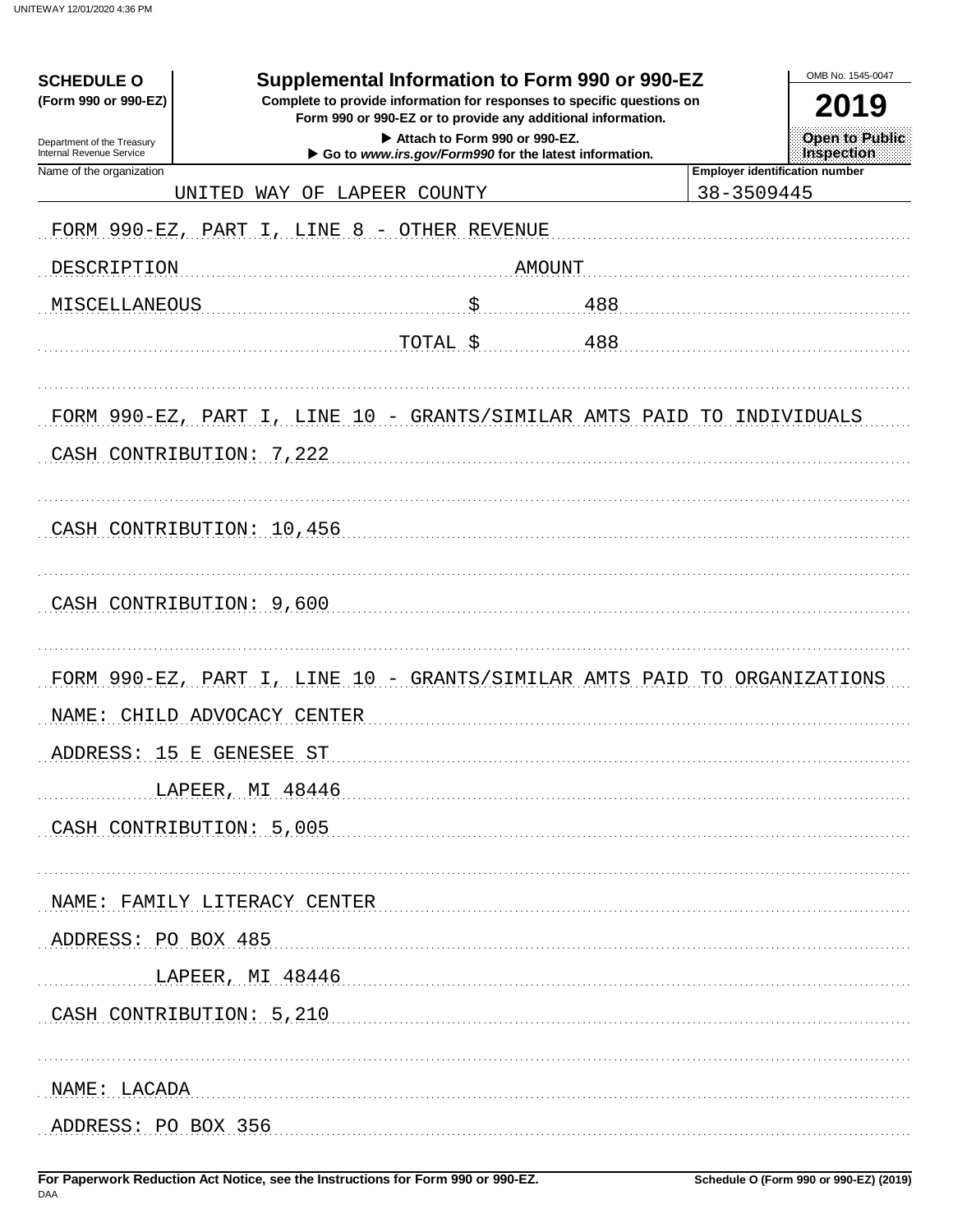**SCHEDULE O (Form 990 or 990-EZ)**

Department of the Treasury
Internal Revenue Service

# Supplemental Information to Form 990 or 990-EZ

**Complete to provide information for responses to specific questions on Form 990 or 990-EZ or to provide any additional information.**

▶ Attach to Form 990 or 990-EZ.

▶ Go to *www.irs.gov/Form990* for the latest information.

OMB No. 1545-0047

**2019**

**Open to Public Inspection**

| Name of the organization | Employer identification number |
|---|---|
| UNITED WAY OF LAPEER COUNTY | 38-3509445 |

FORM 990-EZ, PART I, LINE 8 - OTHER REVENUE

| DESCRIPTION | AMOUNT |
|---|---|
| MISCELLANEOUS | $ 488 |
| TOTAL | $ 488 |

FORM 990-EZ, PART I, LINE 10 - GRANTS/SIMILAR AMTS PAID TO INDIVIDUALS

CASH CONTRIBUTION: 7,222

CASH CONTRIBUTION: 10,456

CASH CONTRIBUTION: 9,600

FORM 990-EZ, PART I, LINE 10 - GRANTS/SIMILAR AMTS PAID TO ORGANIZATIONS

NAME: CHILD ADVOCACY CENTER
ADDRESS: 15 E GENESEE ST
LAPEER, MI 48446
CASH CONTRIBUTION: 5,005

NAME: FAMILY LITERACY CENTER
ADDRESS: PO BOX 485
LAPEER, MI 48446
CASH CONTRIBUTION: 5,210

NAME: LACADA
ADDRESS: PO BOX 356

**For Paperwork Reduction Act Notice, see the Instructions for Form 990 or 990-EZ.**

**Schedule O (Form 990 or 990-EZ) (2019)**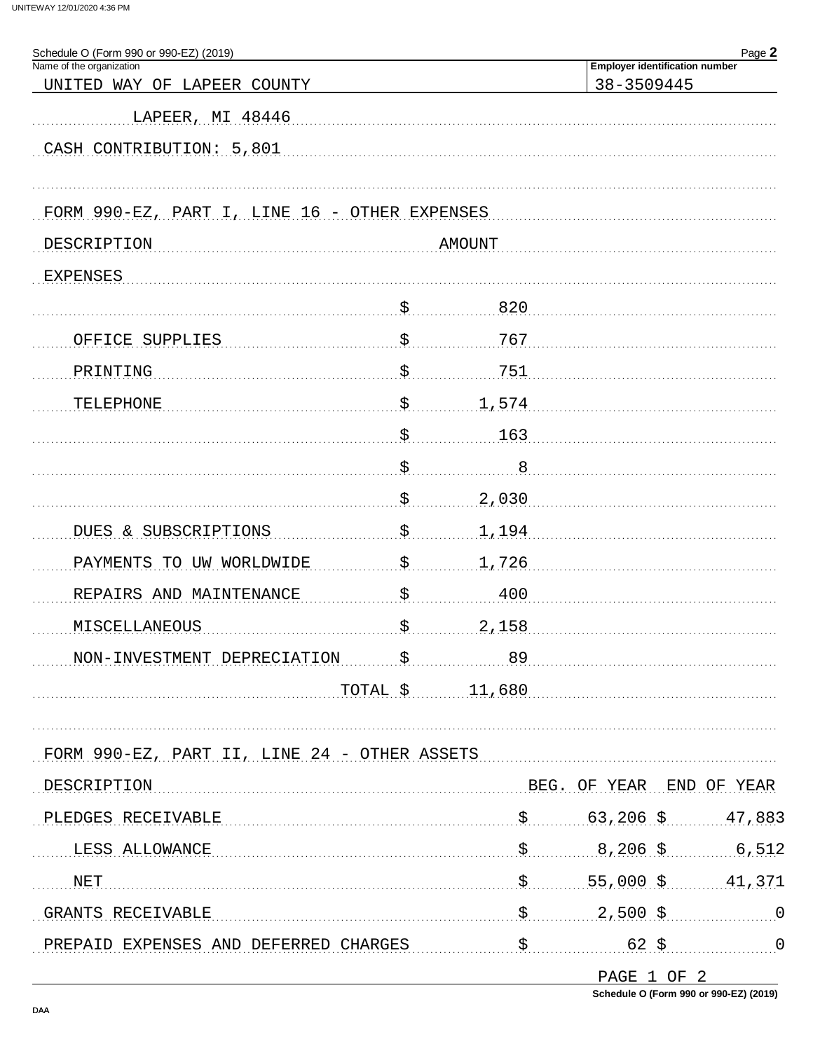Schedule O (Form 990 or 990-EZ) (2019)

Name of the organization: UNITED WAY OF LAPEER COUNTY

Employer identification number: 38-3509445

LAPEER, MI 48446

CASH CONTRIBUTION: 5,801

FORM 990-EZ, PART I, LINE 16 - OTHER EXPENSES

| DESCRIPTION | AMOUNT |
|---|---|
| EXPENSES | |
| | $ 820 |
| OFFICE SUPPLIES | $ 767 |
| PRINTING | $ 751 |
| TELEPHONE | $ 1,574 |
| | $ 163 |
| | $ 8 |
| | $ 2,030 |
| DUES & SUBSCRIPTIONS | $ 1,194 |
| PAYMENTS TO UW WORLDWIDE | $ 1,726 |
| REPAIRS AND MAINTENANCE | $ 400 |
| MISCELLANEOUS | $ 2,158 |
| NON-INVESTMENT DEPRECIATION | $ 89 |
| TOTAL | $ 11,680 |

FORM 990-EZ, PART II, LINE 24 - OTHER ASSETS

| DESCRIPTION | BEG. OF YEAR | END OF YEAR |
|---|---|---|
| PLEDGES RECEIVABLE | $ 63,206 | $ 47,883 |
| LESS ALLOWANCE | $ 8,206 | $ 6,512 |
| NET | $ 55,000 | $ 41,371 |
| GRANTS RECEIVABLE | $ 2,500 | $ 0 |
| PREPAID EXPENSES AND DEFERRED CHARGES | $ 62 | $ 0 |

PAGE 1 OF 2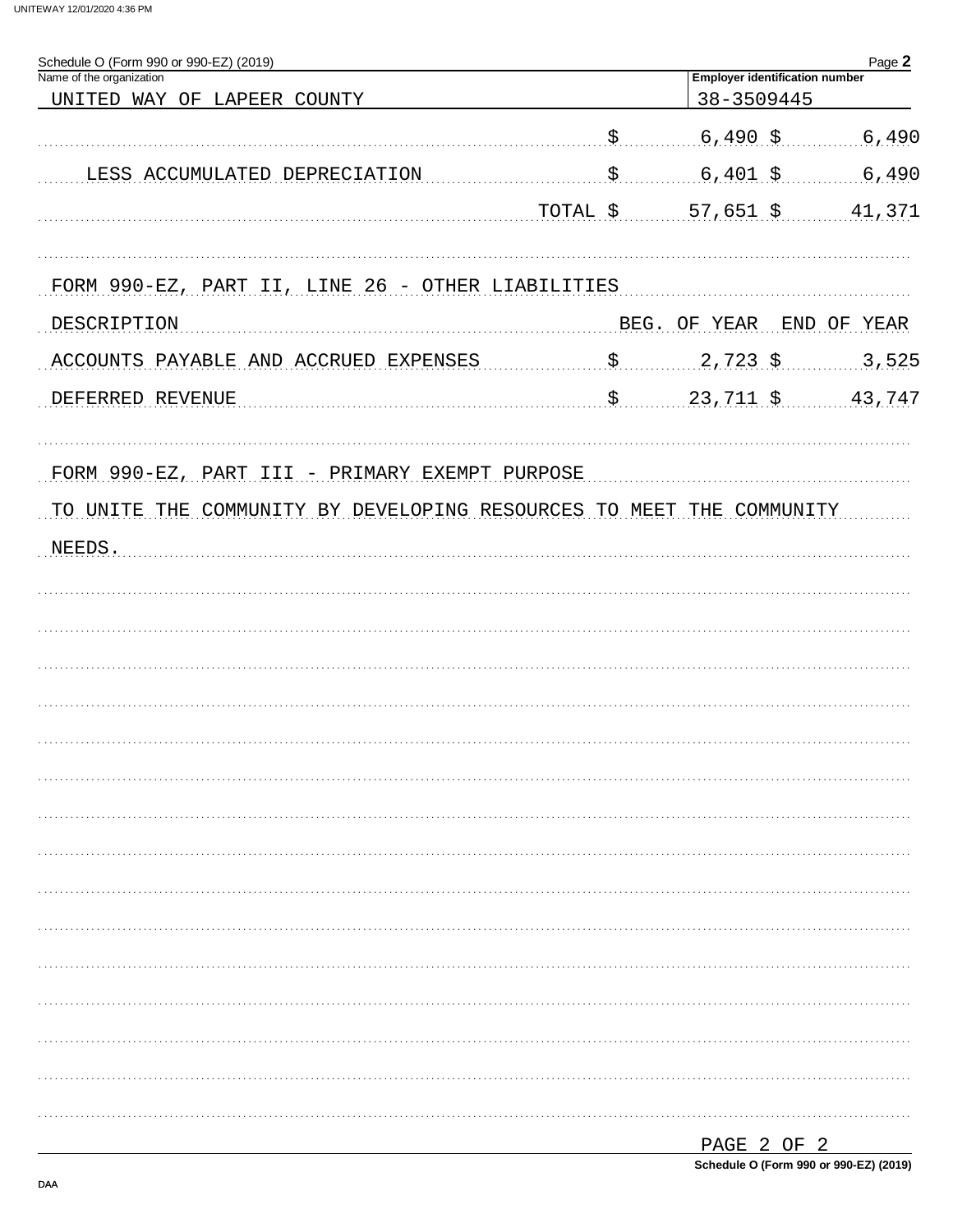Schedule O (Form 990 or 990-EZ) (2019)

Name of the organization: UNITED WAY OF LAPEER COUNTY

Employer identification number: 38-3509445

| | | | |
|---|---|---|---|
| | $ | 6,490 $ | 6,490 |
| LESS ACCUMULATED DEPRECIATION | $ | 6,401 $ | 6,490 |
| | TOTAL $ | 57,651 $ | 41,371 |

FORM 990-EZ, PART II, LINE 26 - OTHER LIABILITIES

| DESCRIPTION | | BEG. OF YEAR | END OF YEAR |
|---|---|---|---|
| ACCOUNTS PAYABLE AND ACCRUED EXPENSES | $ | 2,723 $ | 3,525 |
| DEFERRED REVENUE | $ | 23,711 $ | 43,747 |

FORM 990-EZ, PART III - PRIMARY EXEMPT PURPOSE

TO UNITE THE COMMUNITY BY DEVELOPING RESOURCES TO MEET THE COMMUNITY NEEDS.

PAGE 2 OF 2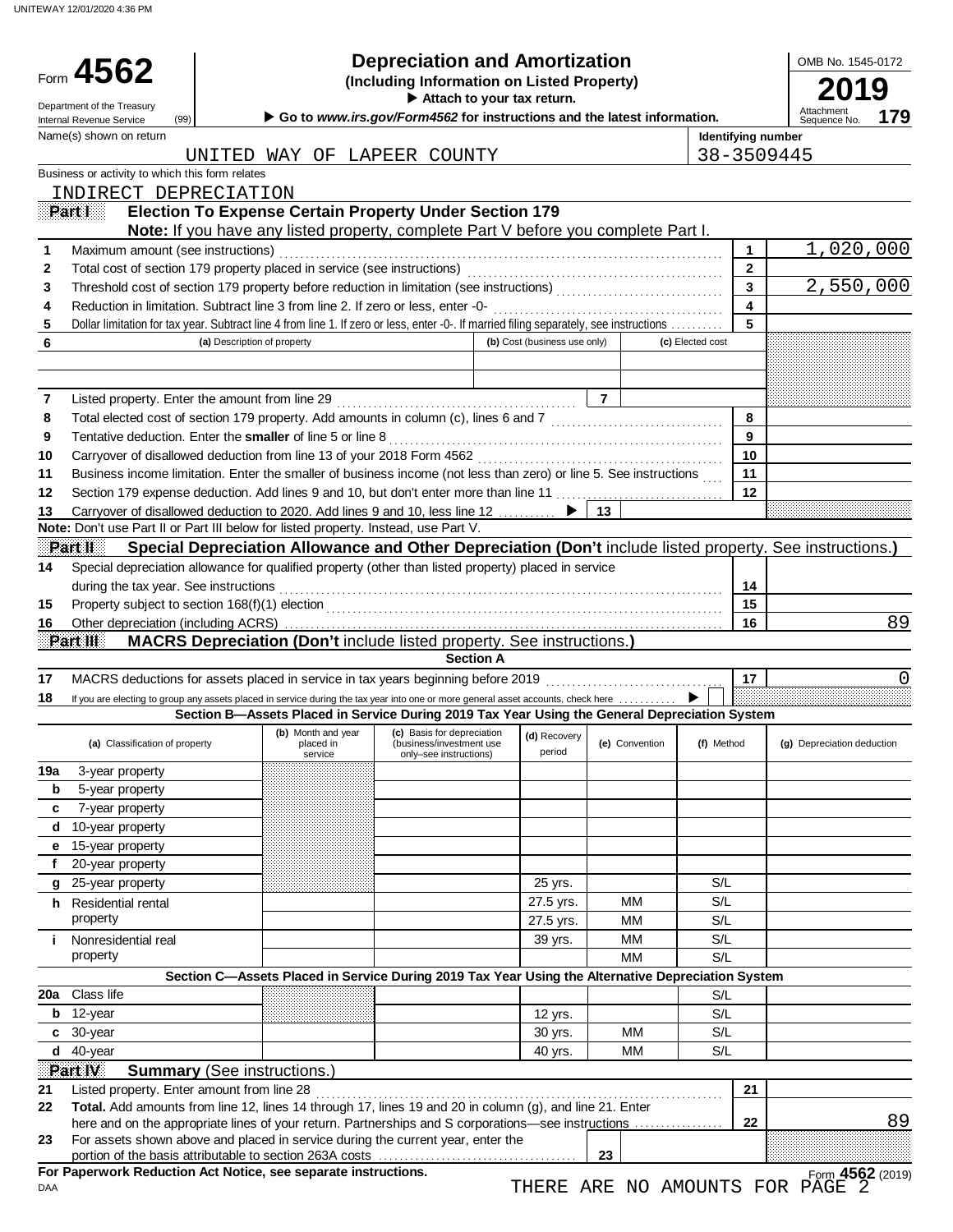UNITEWAY 12/01/2020 4:36 PM

Form **4562**

Department of the Treasury
Internal Revenue Service (99)

# Depreciation and Amortization

**(Including Information on Listed Property)**

▶ **Attach to your tax return.**

▶ **Go to *www.irs.gov/Form4562* for instructions and the latest information.**

OMB No. 1545-0172

**2019**

Attachment Sequence No. **179**

Name(s) shown on return: UNITED WAY OF LAPEER COUNTY

Identifying number: 38-3509445

Business or activity to which this form relates: INDIRECT DEPRECIATION

## Part I — Election To Expense Certain Property Under Section 179

**Note:** If you have any listed property, complete Part V before you complete Part I.

| | | | |
|---|---|---|---|
| 1 | Maximum amount (see instructions) | 1 | 1,020,000 |
| 2 | Total cost of section 179 property placed in service (see instructions) | 2 | |
| 3 | Threshold cost of section 179 property before reduction in limitation (see instructions) | 3 | 2,550,000 |
| 4 | Reduction in limitation. Subtract line 3 from line 2. If zero or less, enter -0- | 4 | |
| 5 | Dollar limitation for tax year. Subtract line 4 from line 1. If zero or less, enter -0-. If married filing separately, see instructions | 5 | |

| 6 | (a) Description of property | (b) Cost (business use only) | (c) Elected cost |
|---|---|---|---|
| | | | |
| | | | |

| | | | |
|---|---|---|---|
| 7 | Listed property. Enter the amount from line 29 | 7 | |
| 8 | Total elected cost of section 179 property. Add amounts in column (c), lines 6 and 7 | 8 | |
| 9 | Tentative deduction. Enter the **smaller** of line 5 or line 8 | 9 | |
| 10 | Carryover of disallowed deduction from line 13 of your 2018 Form 4562 | 10 | |
| 11 | Business income limitation. Enter the smaller of business income (not less than zero) or line 5. See instructions | 11 | |
| 12 | Section 179 expense deduction. Add lines 9 and 10, but don't enter more than line 11 | 12 | |
| 13 | Carryover of disallowed deduction to 2020. Add lines 9 and 10, less line 12 ▶ | 13 | |

**Note:** Don't use Part II or Part III below for listed property. Instead, use Part V.

## Part II — Special Depreciation Allowance and Other Depreciation (Don't include listed property. See instructions.)

| | | | |
|---|---|---|---|
| 14 | Special depreciation allowance for qualified property (other than listed property) placed in service during the tax year. See instructions | 14 | |
| 15 | Property subject to section 168(f)(1) election | 15 | |
| 16 | Other depreciation (including ACRS) | 16 | 89 |

## Part III — MACRS Depreciation (Don't include listed property. See instructions.)

**Section A**

| | | | |
|---|---|---|---|
| 17 | MACRS deductions for assets placed in service in tax years beginning before 2019 | 17 | 0 |
| 18 | If you are electing to group any assets placed in service during the tax year into one or more general asset accounts, check here ▶ ☐ | | |

**Section B—Assets Placed in Service During 2019 Tax Year Using the General Depreciation System**

| (a) Classification of property | (b) Month and year placed in service | (c) Basis for depreciation (business/investment use only–see instructions) | (d) Recovery period | (e) Convention | (f) Method | (g) Depreciation deduction |
|---|---|---|---|---|---|---|
| 19a 3-year property | | | | | | |
| b 5-year property | | | | | | |
| c 7-year property | | | | | | |
| d 10-year property | | | | | | |
| e 15-year property | | | | | | |
| f 20-year property | | | | | | |
| g 25-year property | | | 25 yrs. | | S/L | |
| h Residential rental property | | | 27.5 yrs. | MM | S/L | |
| | | | 27.5 yrs. | MM | S/L | |
| i Nonresidential real property | | | 39 yrs. | MM | S/L | |
| | | | | MM | S/L | |

**Section C—Assets Placed in Service During 2019 Tax Year Using the Alternative Depreciation System**

| (a) Classification of property | (b) Month and year placed in service | (c) Basis for depreciation | (d) Recovery period | (e) Convention | (f) Method | (g) Depreciation deduction |
|---|---|---|---|---|---|---|
| 20a Class life | | | | | S/L | |
| b 12-year | | | 12 yrs. | | S/L | |
| c 30-year | | | 30 yrs. | MM | S/L | |
| d 40-year | | | 40 yrs. | MM | S/L | |

## Part IV — Summary (See instructions.)

| | | | |
|---|---|---|---|
| 21 | Listed property. Enter amount from line 28 | 21 | |
| 22 | **Total.** Add amounts from line 12, lines 14 through 17, lines 19 and 20 in column (g), and line 21. Enter here and on the appropriate lines of your return. Partnerships and S corporations—see instructions | 22 | 89 |
| 23 | For assets shown above and placed in service during the current year, enter the portion of the basis attributable to section 263A costs | 23 | |

**For Paperwork Reduction Act Notice, see separate instructions.**

DAA

Form **4562** (2019)

THERE ARE NO AMOUNTS FOR PAGE 2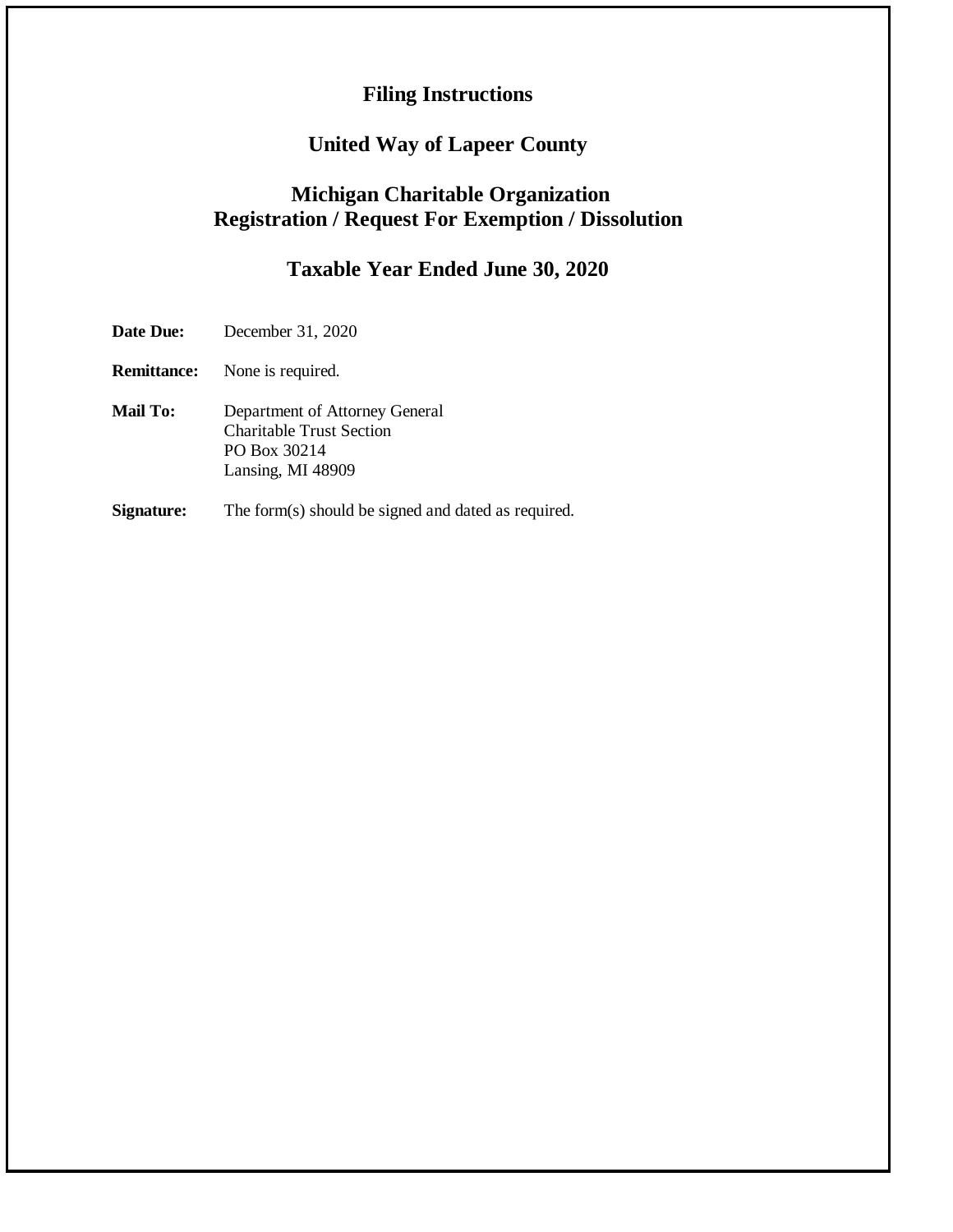# Filing Instructions

## United Way of Lapeer County

## Michigan Charitable Organization
## Registration / Request For Exemption / Dissolution

## Taxable Year Ended June 30, 2020

**Date Due:** December 31, 2020

**Remittance:** None is required.

**Mail To:** Department of Attorney General
Charitable Trust Section
PO Box 30214
Lansing, MI 48909

**Signature:** The form(s) should be signed and dated as required.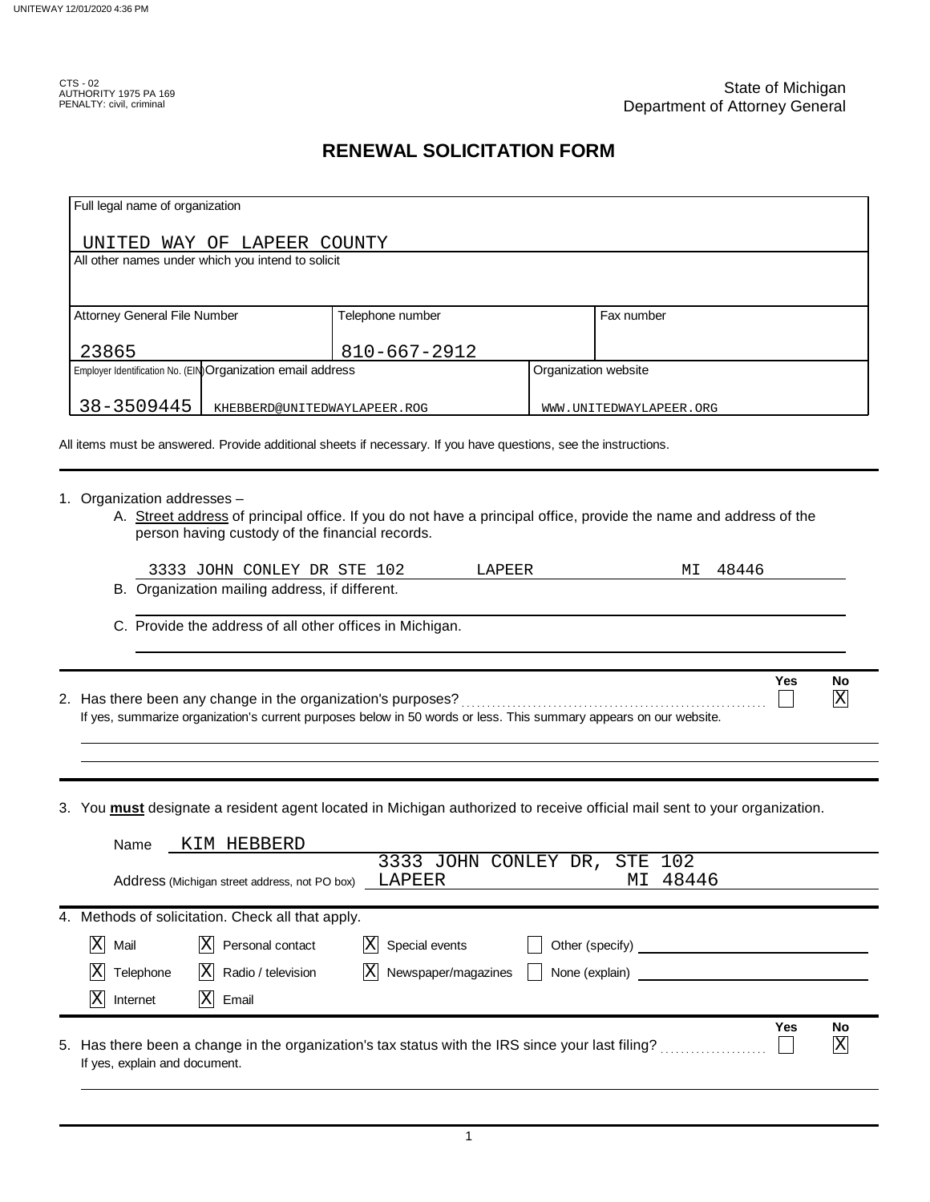CTS - 02
AUTHORITY 1975 PA 169
PENALTY: civil, criminal

State of Michigan
Department of Attorney General

# RENEWAL SOLICITATION FORM

| Full legal name of organization | | | |
|---|---|---|---|
| UNITED WAY OF LAPEER COUNTY | | | |
| All other names under which you intend to solicit | | | |
| | | | |
| Attorney General File Number | Telephone number | | Fax number |
| 23865 | 810-667-2912 | | |
| Employer Identification No. (EIN) | Organization email address | Organization website | |
| 38-3509445 | KHEBBERD@UNITEDWAYLAPEER.ROG | WWW.UNITEDWAYLAPEER.ORG | |

All items must be answered. Provide additional sheets if necessary. If you have questions, see the instructions.

1. Organization addresses –
   A. Street address of principal office. If you do not have a principal office, provide the name and address of the person having custody of the financial records.

      3333 JOHN CONLEY DR STE 102 LAPEER MI 48446

   B. Organization mailing address, if different.

   C. Provide the address of all other offices in Michigan.

2. Has there been any change in the organization's purposes? Yes [ ] No [X]

   If yes, summarize organization's current purposes below in 50 words or less. This summary appears on our website.

3. You **must** designate a resident agent located in Michigan authorized to receive official mail sent to your organization.

   Name KIM HEBBERD

   Address (Michigan street address, not PO box) 3333 JOHN CONLEY DR, STE 102 LAPEER MI 48446

4. Methods of solicitation. Check all that apply.

   - [X] Mail
   - [X] Personal contact
   - [X] Special events
   - [ ] Other (specify)
   - [X] Telephone
   - [X] Radio / television
   - [X] Newspaper/magazines
   - [ ] None (explain)
   - [X] Internet
   - [X] Email

5. Has there been a change in the organization's tax status with the IRS since your last filing? Yes [ ] No [X]

   If yes, explain and document.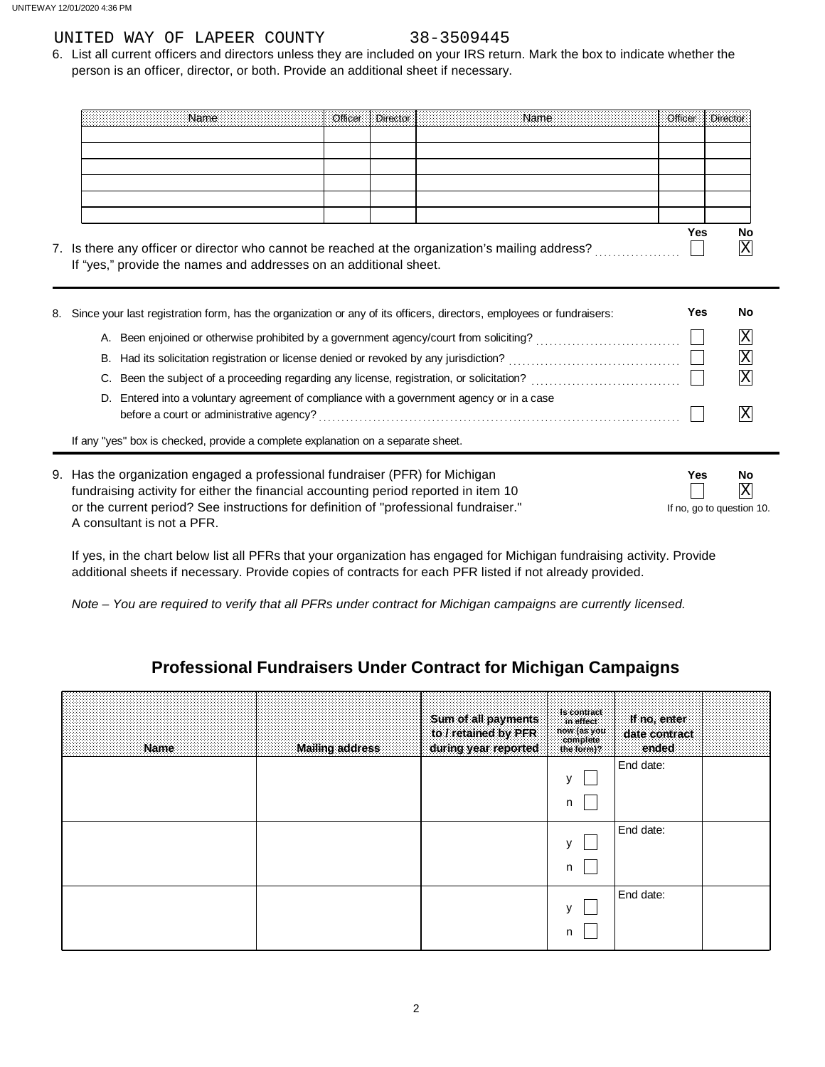UNITED WAY OF LAPEER COUNTY 38-3509445

6. List all current officers and directors unless they are included on your IRS return. Mark the box to indicate whether the person is an officer, director, or both. Provide an additional sheet if necessary.

| Name | Officer | Director | Name | Officer | Director |
|---|---|---|---|---|---|
| | | | | | |
| | | | | | |
| | | | | | |
| | | | | | |
| | | | | | |
| | | | | | |

7. Is there any officer or director who cannot be reached at the organization's mailing address? Yes [ ] No [X]
   If "yes," provide the names and addresses on an additional sheet.

8. Since your last registration form, has the organization or any of its officers, directors, employees or fundraisers:

| | Yes | No |
|---|---|---|
| A. Been enjoined or otherwise prohibited by a government agency/court from soliciting? | [ ] | [X] |
| B. Had its solicitation registration or license denied or revoked by any jurisdiction? | [ ] | [X] |
| C. Been the subject of a proceeding regarding any license, registration, or solicitation? | [ ] | [X] |
| D. Entered into a voluntary agreement of compliance with a government agency or in a case before a court or administrative agency? | [ ] | [X] |

If any "yes" box is checked, provide a complete explanation on a separate sheet.

9. Has the organization engaged a professional fundraiser (PFR) for Michigan fundraising activity for either the financial accounting period reported in item 10 or the current period? See instructions for definition of "professional fundraiser." A consultant is not a PFR. Yes [ ] No [X]
   If no, go to question 10.

If yes, in the chart below list all PFRs that your organization has engaged for Michigan fundraising activity. Provide additional sheets if necessary. Provide copies of contracts for each PFR listed if not already provided.

*Note – You are required to verify that all PFRs under contract for Michigan campaigns are currently licensed.*

## Professional Fundraisers Under Contract for Michigan Campaigns

| Name | Mailing address | Sum of all payments to / retained by PFR during year reported | Is contract in effect now (as you complete the form)? | If no, enter date contract ended | |
|---|---|---|---|---|---|
| | | | y [ ] n [ ] | End date: | |
| | | | y [ ] n [ ] | End date: | |
| | | | y [ ] n [ ] | End date: | |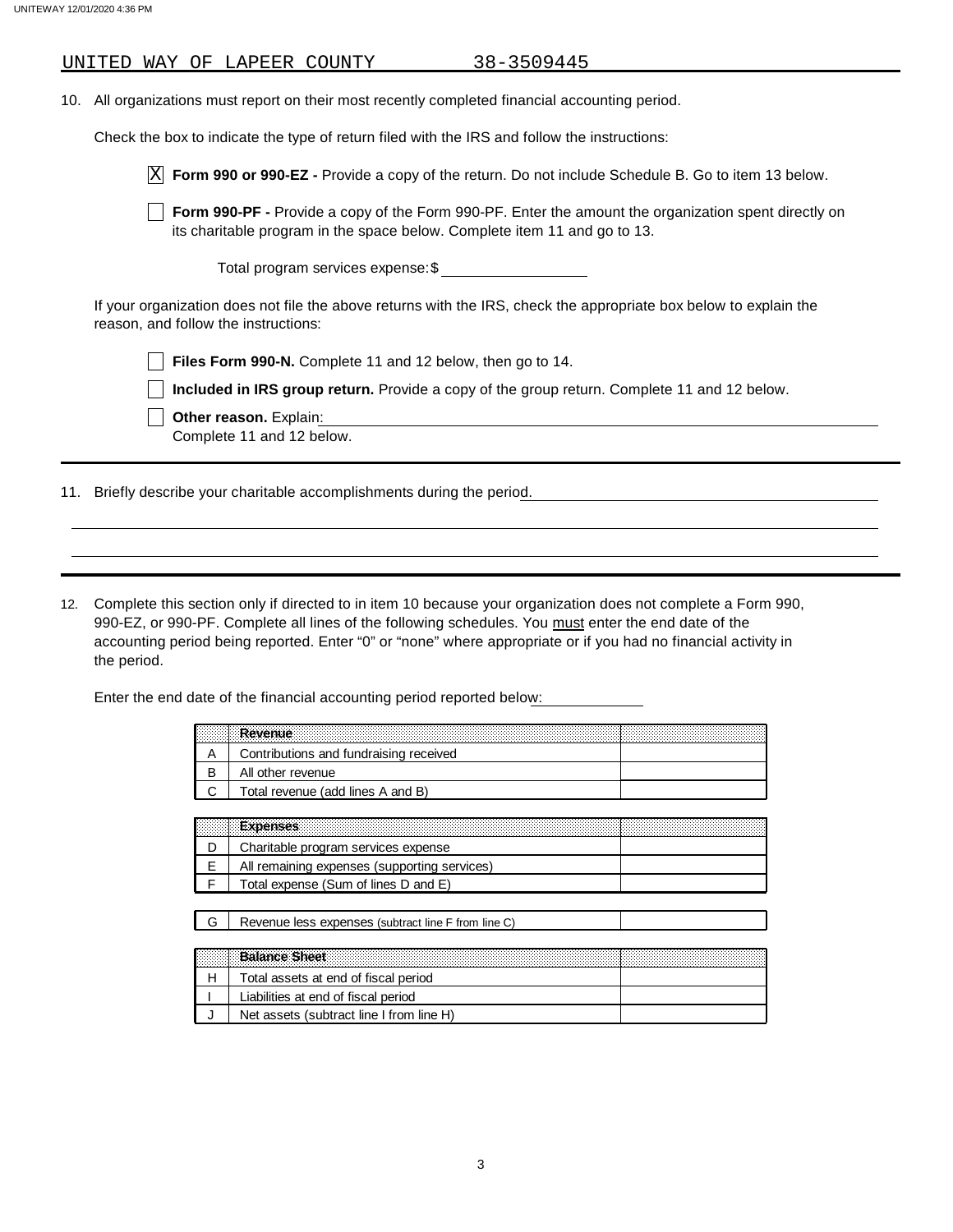UNITED WAY OF LAPEER COUNTY 38-3509445

10. All organizations must report on their most recently completed financial accounting period.

Check the box to indicate the type of return filed with the IRS and follow the instructions:

[X] **Form 990 or 990-EZ -** Provide a copy of the return. Do not include Schedule B. Go to item 13 below.

[ ] **Form 990-PF -** Provide a copy of the Form 990-PF. Enter the amount the organization spent directly on its charitable program in the space below. Complete item 11 and go to 13.

Total program services expense: $ ______________

If your organization does not file the above returns with the IRS, check the appropriate box below to explain the reason, and follow the instructions:

[ ] **Files Form 990-N.** Complete 11 and 12 below, then go to 14.

[ ] **Included in IRS group return.** Provide a copy of the group return. Complete 11 and 12 below.

[ ] **Other reason.** Explain: ______________
Complete 11 and 12 below.

11. Briefly describe your charitable accomplishments during the period. ______________

12. Complete this section only if directed to in item 10 because your organization does not complete a Form 990, 990-EZ, or 990-PF. Complete all lines of the following schedules. You must enter the end date of the accounting period being reported. Enter "0" or "none" where appropriate or if you had no financial activity in the period.

Enter the end date of the financial accounting period reported below: ______________

| | **Revenue** | |
|---|---|---|
| A | Contributions and fundraising received | |
| B | All other revenue | |
| C | Total revenue (add lines A and B) | |

| | **Expenses** | |
|---|---|---|
| D | Charitable program services expense | |
| E | All remaining expenses (supporting services) | |
| F | Total expense (Sum of lines D and E) | |

| | | |
|---|---|---|
| G | Revenue less expenses (subtract line F from line C) | |

| | **Balance Sheet** | |
|---|---|---|
| H | Total assets at end of fiscal period | |
| I | Liabilities at end of fiscal period | |
| J | Net assets (subtract line I from line H) | |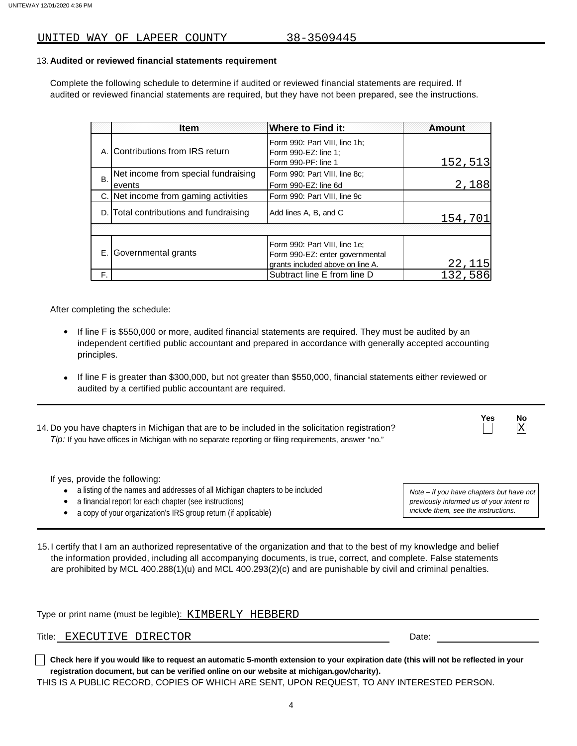UNITED WAY OF LAPEER COUNTY 38-3509445

13. **Audited or reviewed financial statements requirement**

Complete the following schedule to determine if audited or reviewed financial statements are required. If audited or reviewed financial statements are required, but they have not been prepared, see the instructions.

| | Item | Where to Find it: | Amount |
|---|---|---|---|
| A. | Contributions from IRS return | Form 990: Part VIII, line 1h; Form 990-EZ: line 1; Form 990-PF: line 1 | 152,513 |
| B. | Net income from special fundraising events | Form 990: Part VIII, line 8c; Form 990-EZ: line 6d | 2,188 |
| C. | Net income from gaming activities | Form 990: Part VIII, line 9c | |
| D. | Total contributions and fundraising | Add lines A, B, and C | 154,701 |
| | | | |
| E. | Governmental grants | Form 990: Part VIII, line 1e; Form 990-EZ: enter governmental grants included above on line A. | 22,115 |
| F. | | Subtract line E from line D | 132,586 |

After completing the schedule:

- If line F is $550,000 or more, audited financial statements are required. They must be audited by an independent certified public accountant and prepared in accordance with generally accepted accounting principles.
- If line F is greater than $300,000, but not greater than $550,000, financial statements either reviewed or audited by a certified public accountant are required.

14. Do you have chapters in Michigan that are to be included in the solicitation registration? Yes ☐ No ☒

*Tip:* If you have offices in Michigan with no separate reporting or filing requirements, answer "no."

If yes, provide the following:

- a listing of the names and addresses of all Michigan chapters to be included
- a financial report for each chapter (see instructions)
- a copy of your organization's IRS group return (if applicable)

*Note – if you have chapters but have not previously informed us of your intent to include them, see the instructions.*

15. I certify that I am an authorized representative of the organization and that to the best of my knowledge and belief the information provided, including all accompanying documents, is true, correct, and complete. False statements are prohibited by MCL 400.288(1)(u) and MCL 400.293(2)(c) and are punishable by civil and criminal penalties.

Type or print name (must be legible): KIMBERLY HEBBERD

Title: EXECUTIVE DIRECTOR Date: ____________

☐ **Check here if you would like to request an automatic 5-month extension to your expiration date (this will not be reflected in your registration document, but can be verified online on our website at michigan.gov/charity).**

THIS IS A PUBLIC RECORD, COPIES OF WHICH ARE SENT, UPON REQUEST, TO ANY INTERESTED PERSON.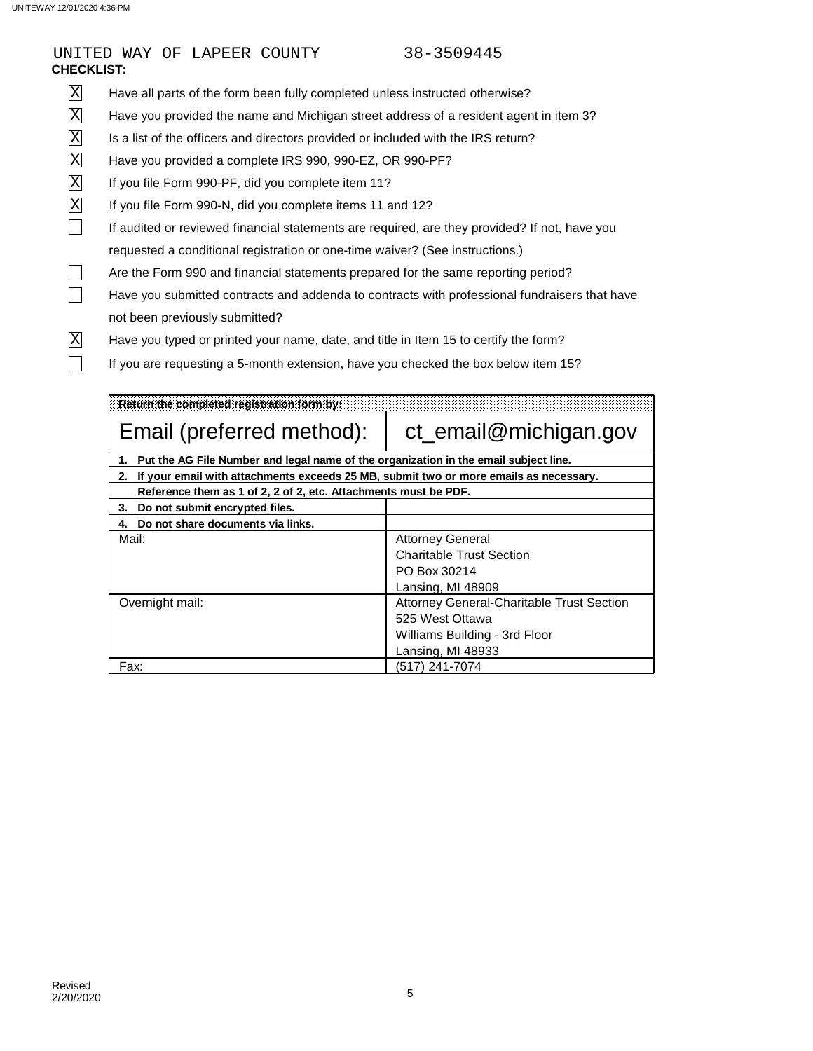UNITED WAY OF LAPEER COUNTY 38-3509445

**CHECKLIST:**

- [x] Have all parts of the form been fully completed unless instructed otherwise?
- [x] Have you provided the name and Michigan street address of a resident agent in item 3?
- [x] Is a list of the officers and directors provided or included with the IRS return?
- [x] Have you provided a complete IRS 990, 990-EZ, OR 990-PF?
- [x] If you file Form 990-PF, did you complete item 11?
- [x] If you file Form 990-N, did you complete items 11 and 12?
- [ ] If audited or reviewed financial statements are required, are they provided? If not, have you requested a conditional registration or one-time waiver? (See instructions.)
- [ ] Are the Form 990 and financial statements prepared for the same reporting period?
- [ ] Have you submitted contracts and addenda to contracts with professional fundraisers that have not been previously submitted?
- [x] Have you typed or printed your name, date, and title in Item 15 to certify the form?
- [ ] If you are requesting a 5-month extension, have you checked the box below item 15?

| **Return the completed registration form by:** | |
|---|---|
| Email (preferred method): | ct_email@michigan.gov |
| **1. Put the AG File Number and legal name of the organization in the email subject line.** | |
| **2. If your email with attachments exceeds 25 MB, submit two or more emails as necessary. Reference them as 1 of 2, 2 of 2, etc. Attachments must be PDF.** | |
| **3. Do not submit encrypted files.** | |
| **4. Do not share documents via links.** | |
| Mail: | Attorney General<br>Charitable Trust Section<br>PO Box 30214<br>Lansing, MI 48909 |
| Overnight mail: | Attorney General-Charitable Trust Section<br>525 West Ottawa<br>Williams Building - 3rd Floor<br>Lansing, MI 48933 |
| Fax: | (517) 241-7074 |